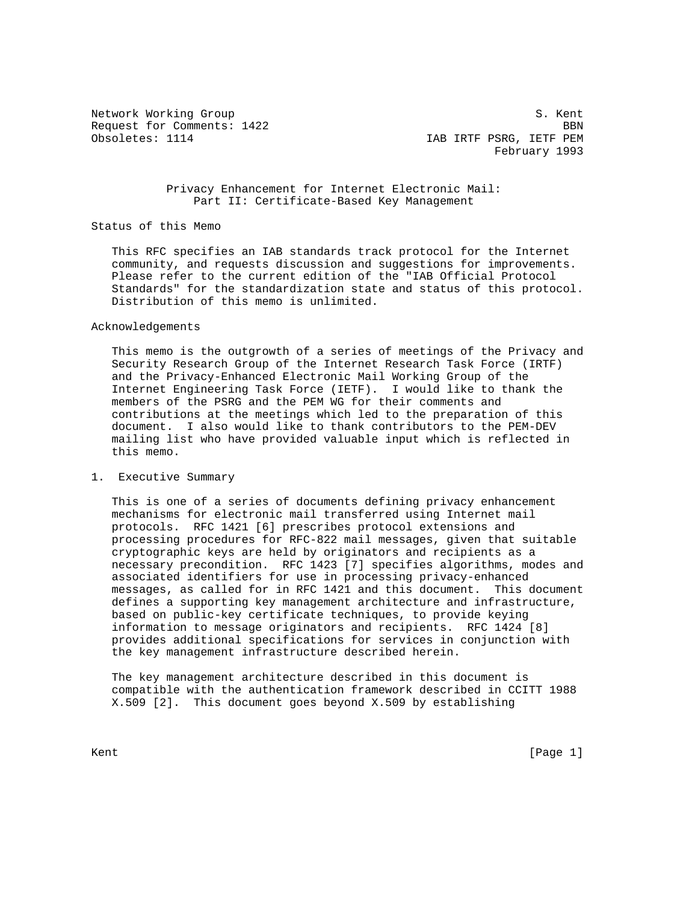Network Working Group S. Kent
Request for Comments: 1422 BBN
Obsoletes: 1114 IAB IRTF PSRG, IETF PEM
February 1993

# Privacy Enhancement for Internet Electronic Mail: Part II: Certificate-Based Key Management

## Status of this Memo

This RFC specifies an IAB standards track protocol for the Internet community, and requests discussion and suggestions for improvements. Please refer to the current edition of the "IAB Official Protocol Standards" for the standardization state and status of this protocol. Distribution of this memo is unlimited.

## Acknowledgements

This memo is the outgrowth of a series of meetings of the Privacy and Security Research Group of the Internet Research Task Force (IRTF) and the Privacy-Enhanced Electronic Mail Working Group of the Internet Engineering Task Force (IETF). I would like to thank the members of the PSRG and the PEM WG for their comments and contributions at the meetings which led to the preparation of this document. I also would like to thank contributors to the PEM-DEV mailing list who have provided valuable input which is reflected in this memo.

## 1. Executive Summary

This is one of a series of documents defining privacy enhancement mechanisms for electronic mail transferred using Internet mail protocols. RFC 1421 [6] prescribes protocol extensions and processing procedures for RFC-822 mail messages, given that suitable cryptographic keys are held by originators and recipients as a necessary precondition. RFC 1423 [7] specifies algorithms, modes and associated identifiers for use in processing privacy-enhanced messages, as called for in RFC 1421 and this document. This document defines a supporting key management architecture and infrastructure, based on public-key certificate techniques, to provide keying information to message originators and recipients. RFC 1424 [8] provides additional specifications for services in conjunction with the key management infrastructure described herein.

The key management architecture described in this document is compatible with the authentication framework described in CCITT 1988 X.509 [2]. This document goes beyond X.509 by establishing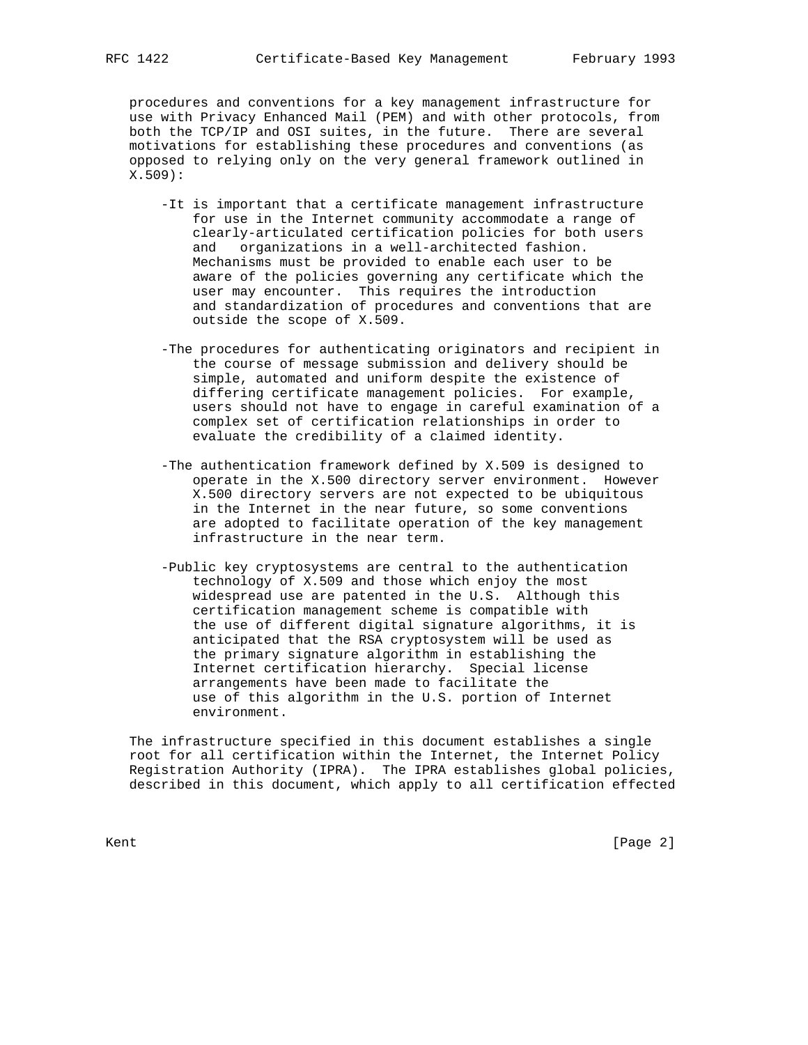procedures and conventions for a key management infrastructure for use with Privacy Enhanced Mail (PEM) and with other protocols, from both the TCP/IP and OSI suites, in the future. There are several motivations for establishing these procedures and conventions (as opposed to relying only on the very general framework outlined in X.509):

- It is important that a certificate management infrastructure for use in the Internet community accommodate a range of clearly-articulated certification policies for both users and organizations in a well-architected fashion. Mechanisms must be provided to enable each user to be aware of the policies governing any certificate which the user may encounter. This requires the introduction and standardization of procedures and conventions that are outside the scope of X.509.

- The procedures for authenticating originators and recipient in the course of message submission and delivery should be simple, automated and uniform despite the existence of differing certificate management policies. For example, users should not have to engage in careful examination of a complex set of certification relationships in order to evaluate the credibility of a claimed identity.

- The authentication framework defined by X.509 is designed to operate in the X.500 directory server environment. However X.500 directory servers are not expected to be ubiquitous in the Internet in the near future, so some conventions are adopted to facilitate operation of the key management infrastructure in the near term.

- Public key cryptosystems are central to the authentication technology of X.509 and those which enjoy the most widespread use are patented in the U.S. Although this certification management scheme is compatible with the use of different digital signature algorithms, it is anticipated that the RSA cryptosystem will be used as the primary signature algorithm in establishing the Internet certification hierarchy. Special license arrangements have been made to facilitate the use of this algorithm in the U.S. portion of Internet environment.

The infrastructure specified in this document establishes a single root for all certification within the Internet, the Internet Policy Registration Authority (IPRA). The IPRA establishes global policies, described in this document, which apply to all certification effected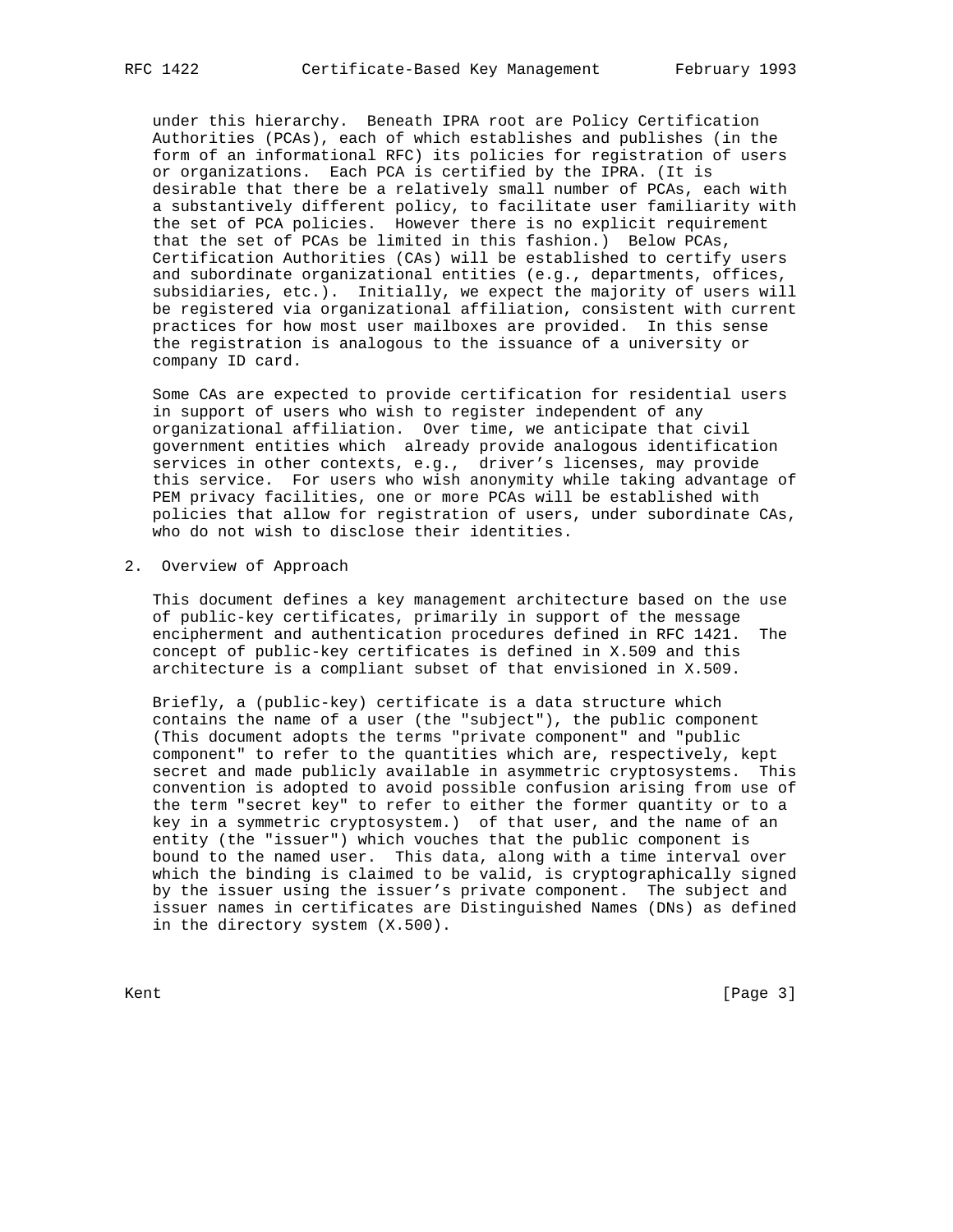under this hierarchy. Beneath IPRA root are Policy Certification Authorities (PCAs), each of which establishes and publishes (in the form of an informational RFC) its policies for registration of users or organizations. Each PCA is certified by the IPRA. (It is desirable that there be a relatively small number of PCAs, each with a substantively different policy, to facilitate user familiarity with the set of PCA policies. However there is no explicit requirement that the set of PCAs be limited in this fashion.) Below PCAs, Certification Authorities (CAs) will be established to certify users and subordinate organizational entities (e.g., departments, offices, subsidiaries, etc.). Initially, we expect the majority of users will be registered via organizational affiliation, consistent with current practices for how most user mailboxes are provided. In this sense the registration is analogous to the issuance of a university or company ID card.

Some CAs are expected to provide certification for residential users in support of users who wish to register independent of any organizational affiliation. Over time, we anticipate that civil government entities which already provide analogous identification services in other contexts, e.g., driver's licenses, may provide this service. For users who wish anonymity while taking advantage of PEM privacy facilities, one or more PCAs will be established with policies that allow for registration of users, under subordinate CAs, who do not wish to disclose their identities.

## 2. Overview of Approach

This document defines a key management architecture based on the use of public-key certificates, primarily in support of the message encipherment and authentication procedures defined in RFC 1421. The concept of public-key certificates is defined in X.509 and this architecture is a compliant subset of that envisioned in X.509.

Briefly, a (public-key) certificate is a data structure which contains the name of a user (the "subject"), the public component (This document adopts the terms "private component" and "public component" to refer to the quantities which are, respectively, kept secret and made publicly available in asymmetric cryptosystems. This convention is adopted to avoid possible confusion arising from use of the term "secret key" to refer to either the former quantity or to a key in a symmetric cryptosystem.) of that user, and the name of an entity (the "issuer") which vouches that the public component is bound to the named user. This data, along with a time interval over which the binding is claimed to be valid, is cryptographically signed by the issuer using the issuer's private component. The subject and issuer names in certificates are Distinguished Names (DNs) as defined in the directory system (X.500).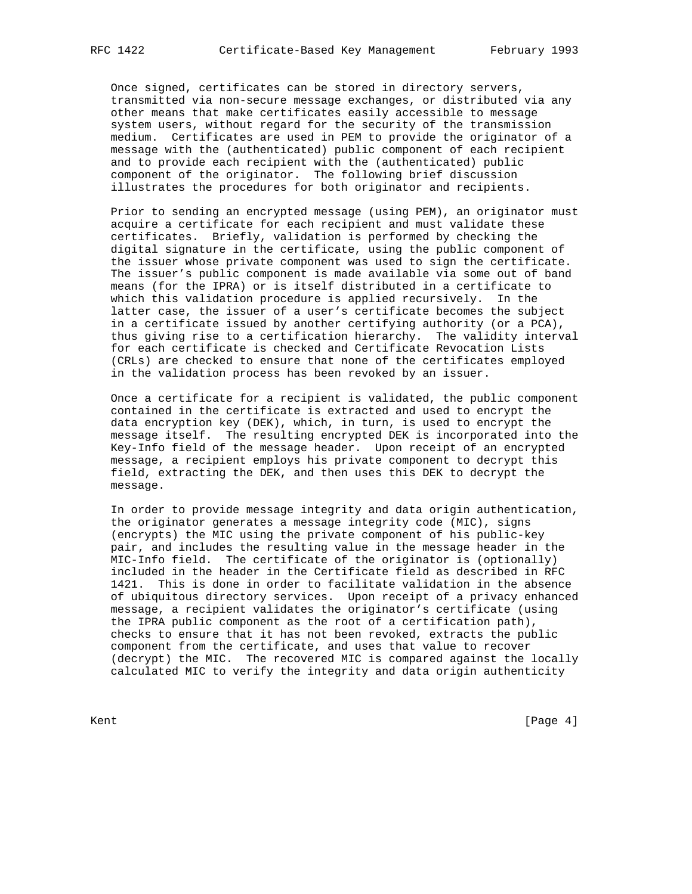Once signed, certificates can be stored in directory servers, transmitted via non-secure message exchanges, or distributed via any other means that make certificates easily accessible to message system users, without regard for the security of the transmission medium. Certificates are used in PEM to provide the originator of a message with the (authenticated) public component of each recipient and to provide each recipient with the (authenticated) public component of the originator. The following brief discussion illustrates the procedures for both originator and recipients.

Prior to sending an encrypted message (using PEM), an originator must acquire a certificate for each recipient and must validate these certificates. Briefly, validation is performed by checking the digital signature in the certificate, using the public component of the issuer whose private component was used to sign the certificate. The issuer's public component is made available via some out of band means (for the IPRA) or is itself distributed in a certificate to which this validation procedure is applied recursively. In the latter case, the issuer of a user's certificate becomes the subject in a certificate issued by another certifying authority (or a PCA), thus giving rise to a certification hierarchy. The validity interval for each certificate is checked and Certificate Revocation Lists (CRLs) are checked to ensure that none of the certificates employed in the validation process has been revoked by an issuer.

Once a certificate for a recipient is validated, the public component contained in the certificate is extracted and used to encrypt the data encryption key (DEK), which, in turn, is used to encrypt the message itself. The resulting encrypted DEK is incorporated into the Key-Info field of the message header. Upon receipt of an encrypted message, a recipient employs his private component to decrypt this field, extracting the DEK, and then uses this DEK to decrypt the message.

In order to provide message integrity and data origin authentication, the originator generates a message integrity code (MIC), signs (encrypts) the MIC using the private component of his public-key pair, and includes the resulting value in the message header in the MIC-Info field. The certificate of the originator is (optionally) included in the header in the Certificate field as described in RFC 1421. This is done in order to facilitate validation in the absence of ubiquitous directory services. Upon receipt of a privacy enhanced message, a recipient validates the originator's certificate (using the IPRA public component as the root of a certification path), checks to ensure that it has not been revoked, extracts the public component from the certificate, and uses that value to recover (decrypt) the MIC. The recovered MIC is compared against the locally calculated MIC to verify the integrity and data origin authenticity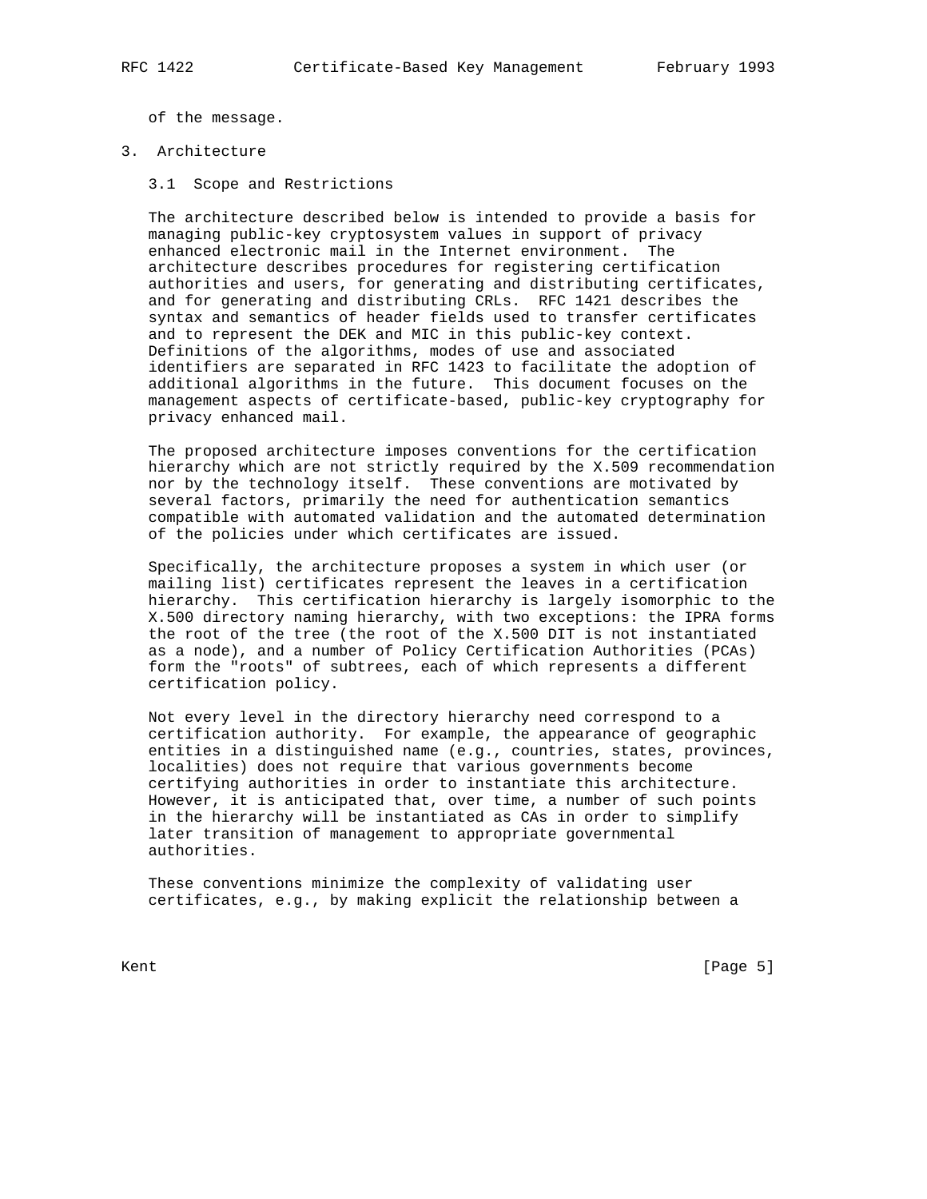of the message.

# 3. Architecture

## 3.1 Scope and Restrictions

The architecture described below is intended to provide a basis for managing public-key cryptosystem values in support of privacy enhanced electronic mail in the Internet environment. The architecture describes procedures for registering certification authorities and users, for generating and distributing certificates, and for generating and distributing CRLs. RFC 1421 describes the syntax and semantics of header fields used to transfer certificates and to represent the DEK and MIC in this public-key context. Definitions of the algorithms, modes of use and associated identifiers are separated in RFC 1423 to facilitate the adoption of additional algorithms in the future. This document focuses on the management aspects of certificate-based, public-key cryptography for privacy enhanced mail.

The proposed architecture imposes conventions for the certification hierarchy which are not strictly required by the X.509 recommendation nor by the technology itself. These conventions are motivated by several factors, primarily the need for authentication semantics compatible with automated validation and the automated determination of the policies under which certificates are issued.

Specifically, the architecture proposes a system in which user (or mailing list) certificates represent the leaves in a certification hierarchy. This certification hierarchy is largely isomorphic to the X.500 directory naming hierarchy, with two exceptions: the IPRA forms the root of the tree (the root of the X.500 DIT is not instantiated as a node), and a number of Policy Certification Authorities (PCAs) form the "roots" of subtrees, each of which represents a different certification policy.

Not every level in the directory hierarchy need correspond to a certification authority. For example, the appearance of geographic entities in a distinguished name (e.g., countries, states, provinces, localities) does not require that various governments become certifying authorities in order to instantiate this architecture. However, it is anticipated that, over time, a number of such points in the hierarchy will be instantiated as CAs in order to simplify later transition of management to appropriate governmental authorities.

These conventions minimize the complexity of validating user certificates, e.g., by making explicit the relationship between a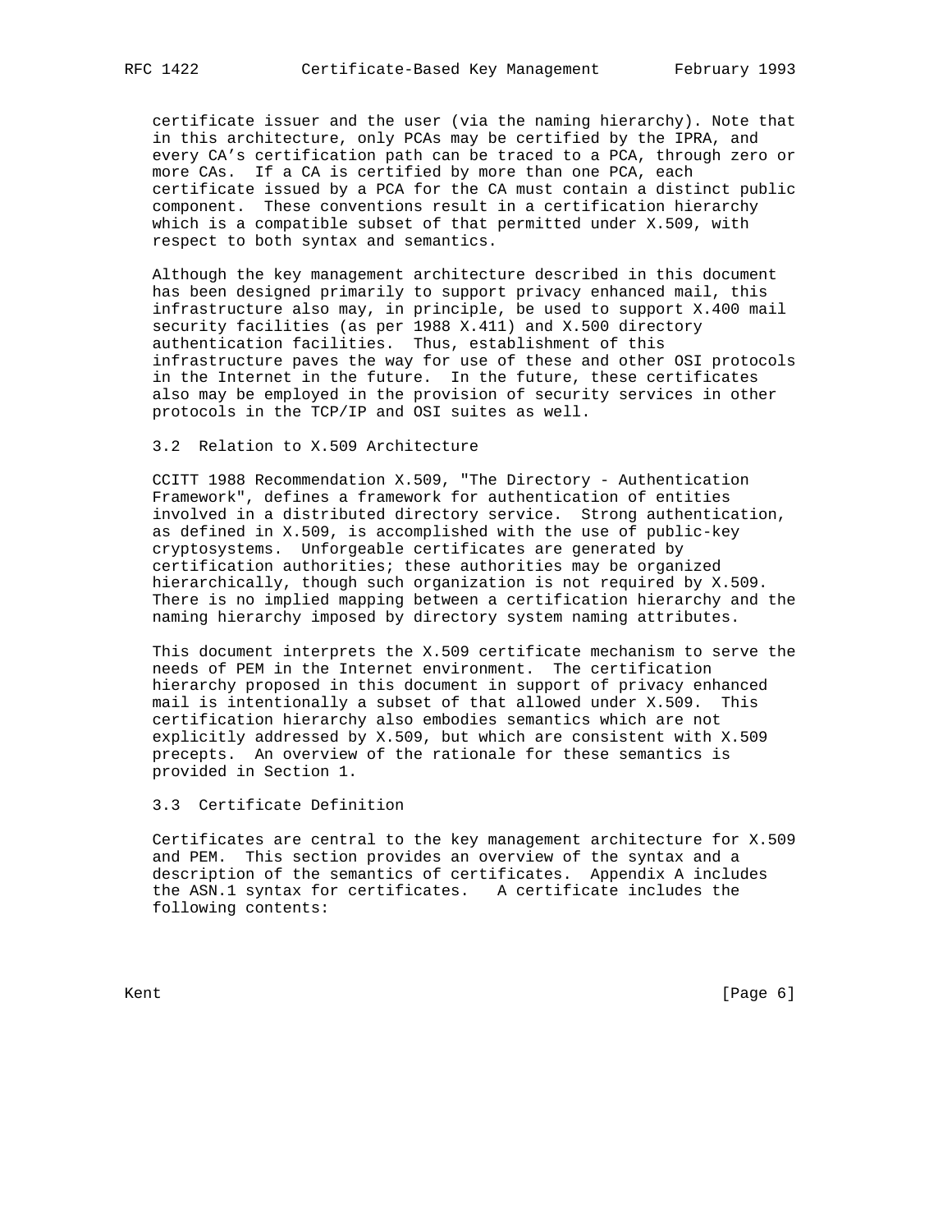certificate issuer and the user (via the naming hierarchy). Note that in this architecture, only PCAs may be certified by the IPRA, and every CA's certification path can be traced to a PCA, through zero or more CAs. If a CA is certified by more than one PCA, each certificate issued by a PCA for the CA must contain a distinct public component. These conventions result in a certification hierarchy which is a compatible subset of that permitted under X.509, with respect to both syntax and semantics.

Although the key management architecture described in this document has been designed primarily to support privacy enhanced mail, this infrastructure also may, in principle, be used to support X.400 mail security facilities (as per 1988 X.411) and X.500 directory authentication facilities. Thus, establishment of this infrastructure paves the way for use of these and other OSI protocols in the Internet in the future. In the future, these certificates also may be employed in the provision of security services in other protocols in the TCP/IP and OSI suites as well.

### 3.2 Relation to X.509 Architecture

CCITT 1988 Recommendation X.509, "The Directory - Authentication Framework", defines a framework for authentication of entities involved in a distributed directory service. Strong authentication, as defined in X.509, is accomplished with the use of public-key cryptosystems. Unforgeable certificates are generated by certification authorities; these authorities may be organized hierarchically, though such organization is not required by X.509. There is no implied mapping between a certification hierarchy and the naming hierarchy imposed by directory system naming attributes.

This document interprets the X.509 certificate mechanism to serve the needs of PEM in the Internet environment. The certification hierarchy proposed in this document in support of privacy enhanced mail is intentionally a subset of that allowed under X.509. This certification hierarchy also embodies semantics which are not explicitly addressed by X.509, but which are consistent with X.509 precepts. An overview of the rationale for these semantics is provided in Section 1.

### 3.3 Certificate Definition

Certificates are central to the key management architecture for X.509 and PEM. This section provides an overview of the syntax and a description of the semantics of certificates. Appendix A includes the ASN.1 syntax for certificates. A certificate includes the following contents: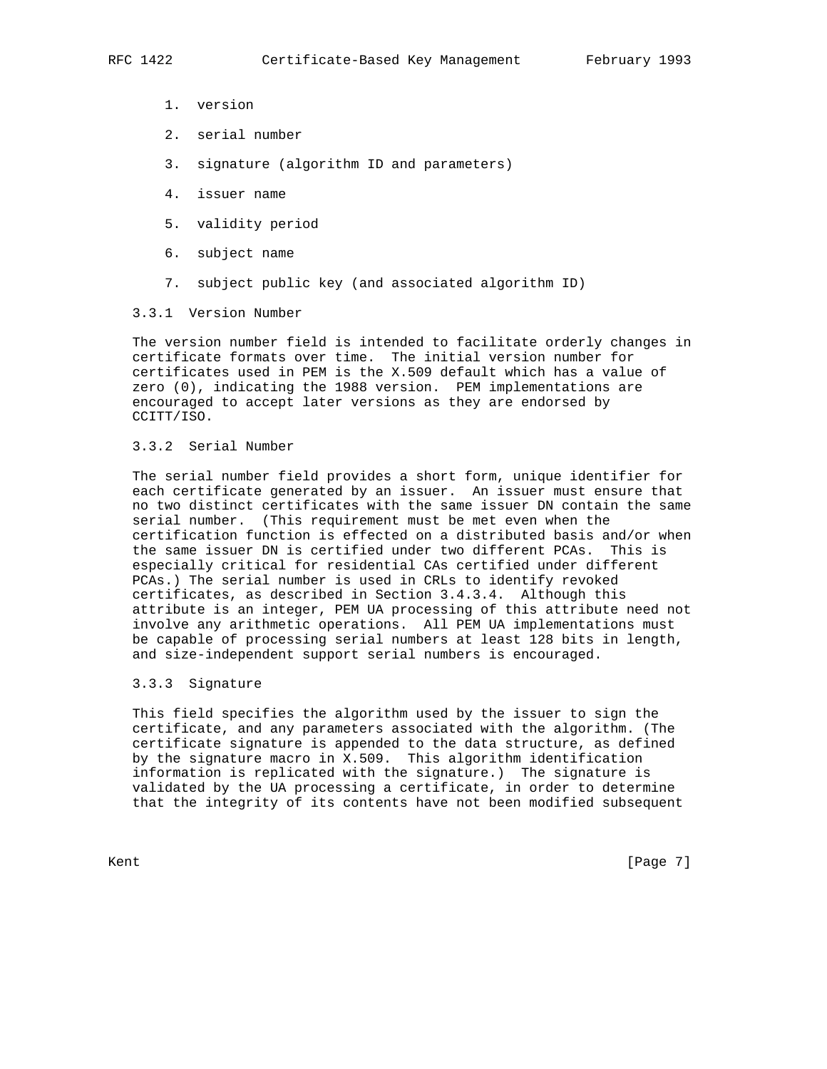1. version
2. serial number
3. signature (algorithm ID and parameters)
4. issuer name
5. validity period
6. subject name
7. subject public key (and associated algorithm ID)

### 3.3.1 Version Number

The version number field is intended to facilitate orderly changes in certificate formats over time. The initial version number for certificates used in PEM is the X.509 default which has a value of zero (0), indicating the 1988 version. PEM implementations are encouraged to accept later versions as they are endorsed by CCITT/ISO.

### 3.3.2 Serial Number

The serial number field provides a short form, unique identifier for each certificate generated by an issuer. An issuer must ensure that no two distinct certificates with the same issuer DN contain the same serial number. (This requirement must be met even when the certification function is effected on a distributed basis and/or when the same issuer DN is certified under two different PCAs. This is especially critical for residential CAs certified under different PCAs.) The serial number is used in CRLs to identify revoked certificates, as described in Section 3.4.3.4. Although this attribute is an integer, PEM UA processing of this attribute need not involve any arithmetic operations. All PEM UA implementations must be capable of processing serial numbers at least 128 bits in length, and size-independent support serial numbers is encouraged.

### 3.3.3 Signature

This field specifies the algorithm used by the issuer to sign the certificate, and any parameters associated with the algorithm. (The certificate signature is appended to the data structure, as defined by the signature macro in X.509. This algorithm identification information is replicated with the signature.) The signature is validated by the UA processing a certificate, in order to determine that the integrity of its contents have not been modified subsequent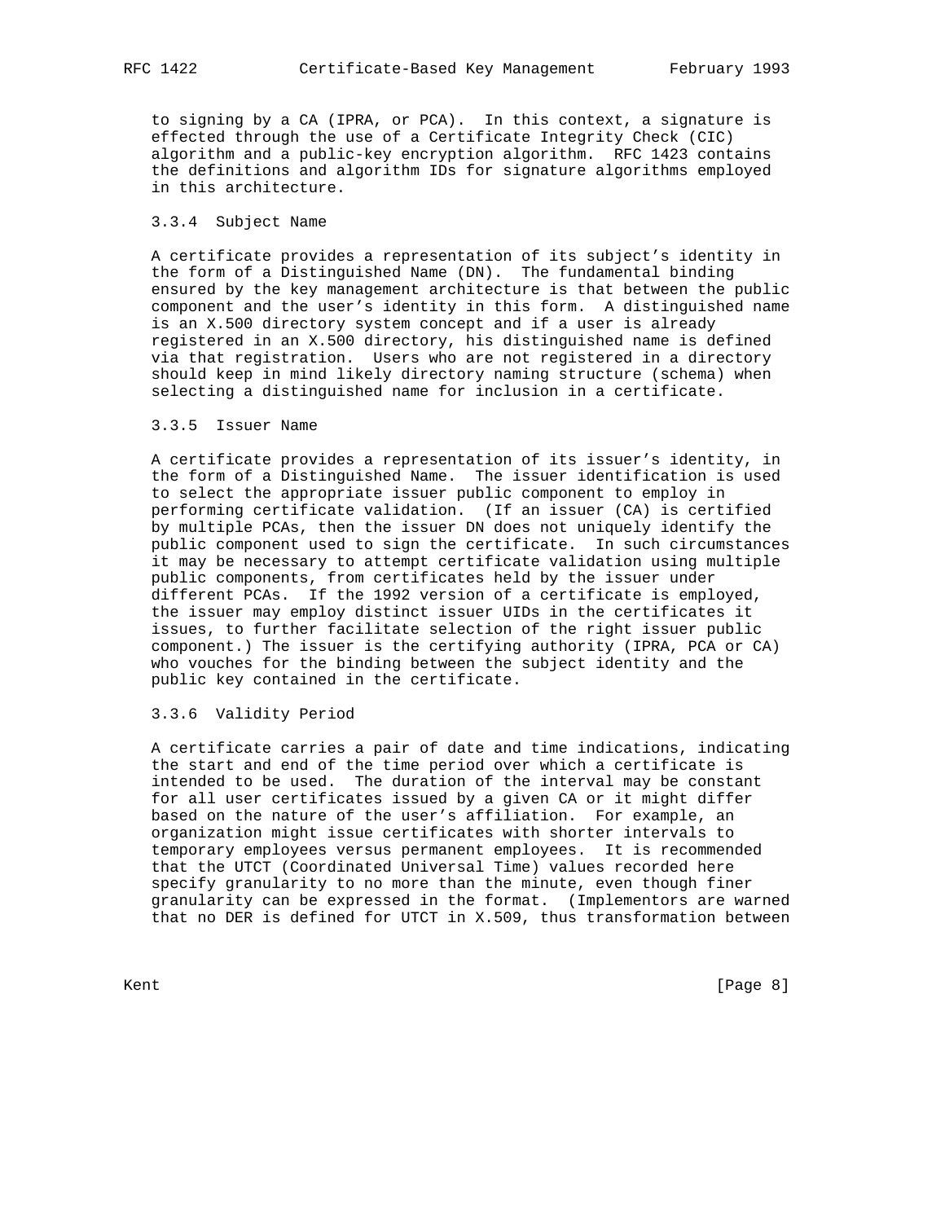to signing by a CA (IPRA, or PCA). In this context, a signature is effected through the use of a Certificate Integrity Check (CIC) algorithm and a public-key encryption algorithm. RFC 1423 contains the definitions and algorithm IDs for signature algorithms employed in this architecture.

#### 3.3.4 Subject Name

A certificate provides a representation of its subject's identity in the form of a Distinguished Name (DN). The fundamental binding ensured by the key management architecture is that between the public component and the user's identity in this form. A distinguished name is an X.500 directory system concept and if a user is already registered in an X.500 directory, his distinguished name is defined via that registration. Users who are not registered in a directory should keep in mind likely directory naming structure (schema) when selecting a distinguished name for inclusion in a certificate.

#### 3.3.5 Issuer Name

A certificate provides a representation of its issuer's identity, in the form of a Distinguished Name. The issuer identification is used to select the appropriate issuer public component to employ in performing certificate validation. (If an issuer (CA) is certified by multiple PCAs, then the issuer DN does not uniquely identify the public component used to sign the certificate. In such circumstances it may be necessary to attempt certificate validation using multiple public components, from certificates held by the issuer under different PCAs. If the 1992 version of a certificate is employed, the issuer may employ distinct issuer UIDs in the certificates it issues, to further facilitate selection of the right issuer public component.) The issuer is the certifying authority (IPRA, PCA or CA) who vouches for the binding between the subject identity and the public key contained in the certificate.

#### 3.3.6 Validity Period

A certificate carries a pair of date and time indications, indicating the start and end of the time period over which a certificate is intended to be used. The duration of the interval may be constant for all user certificates issued by a given CA or it might differ based on the nature of the user's affiliation. For example, an organization might issue certificates with shorter intervals to temporary employees versus permanent employees. It is recommended that the UTCT (Coordinated Universal Time) values recorded here specify granularity to no more than the minute, even though finer granularity can be expressed in the format. (Implementors are warned that no DER is defined for UTCT in X.509, thus transformation between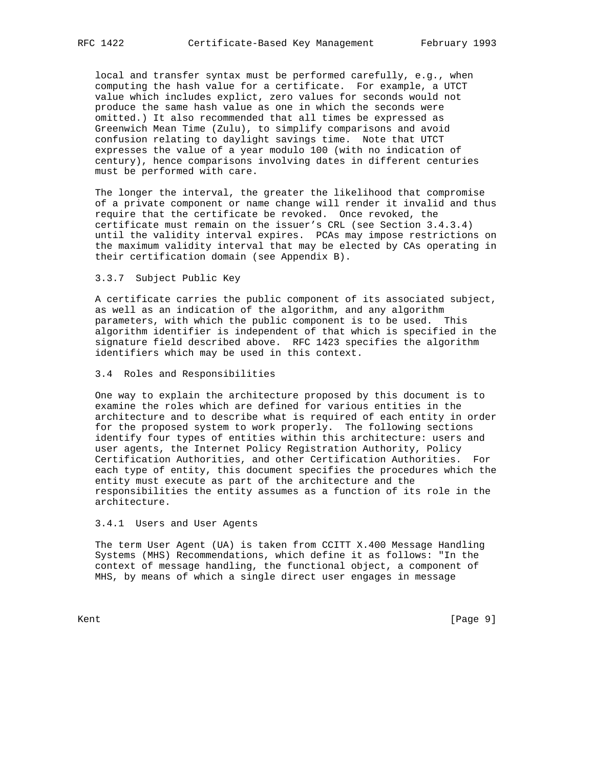local and transfer syntax must be performed carefully, e.g., when computing the hash value for a certificate. For example, a UTCT value which includes explict, zero values for seconds would not produce the same hash value as one in which the seconds were omitted.) It also recommended that all times be expressed as Greenwich Mean Time (Zulu), to simplify comparisons and avoid confusion relating to daylight savings time. Note that UTCT expresses the value of a year modulo 100 (with no indication of century), hence comparisons involving dates in different centuries must be performed with care.

The longer the interval, the greater the likelihood that compromise of a private component or name change will render it invalid and thus require that the certificate be revoked. Once revoked, the certificate must remain on the issuer’s CRL (see Section 3.4.3.4) until the validity interval expires. PCAs may impose restrictions on the maximum validity interval that may be elected by CAs operating in their certification domain (see Appendix B).

### 3.3.7 Subject Public Key

A certificate carries the public component of its associated subject, as well as an indication of the algorithm, and any algorithm parameters, with which the public component is to be used. This algorithm identifier is independent of that which is specified in the signature field described above. RFC 1423 specifies the algorithm identifiers which may be used in this context.

## 3.4 Roles and Responsibilities

One way to explain the architecture proposed by this document is to examine the roles which are defined for various entities in the architecture and to describe what is required of each entity in order for the proposed system to work properly. The following sections identify four types of entities within this architecture: users and user agents, the Internet Policy Registration Authority, Policy Certification Authorities, and other Certification Authorities. For each type of entity, this document specifies the procedures which the entity must execute as part of the architecture and the responsibilities the entity assumes as a function of its role in the architecture.

### 3.4.1 Users and User Agents

The term User Agent (UA) is taken from CCITT X.400 Message Handling Systems (MHS) Recommendations, which define it as follows: "In the context of message handling, the functional object, a component of MHS, by means of which a single direct user engages in message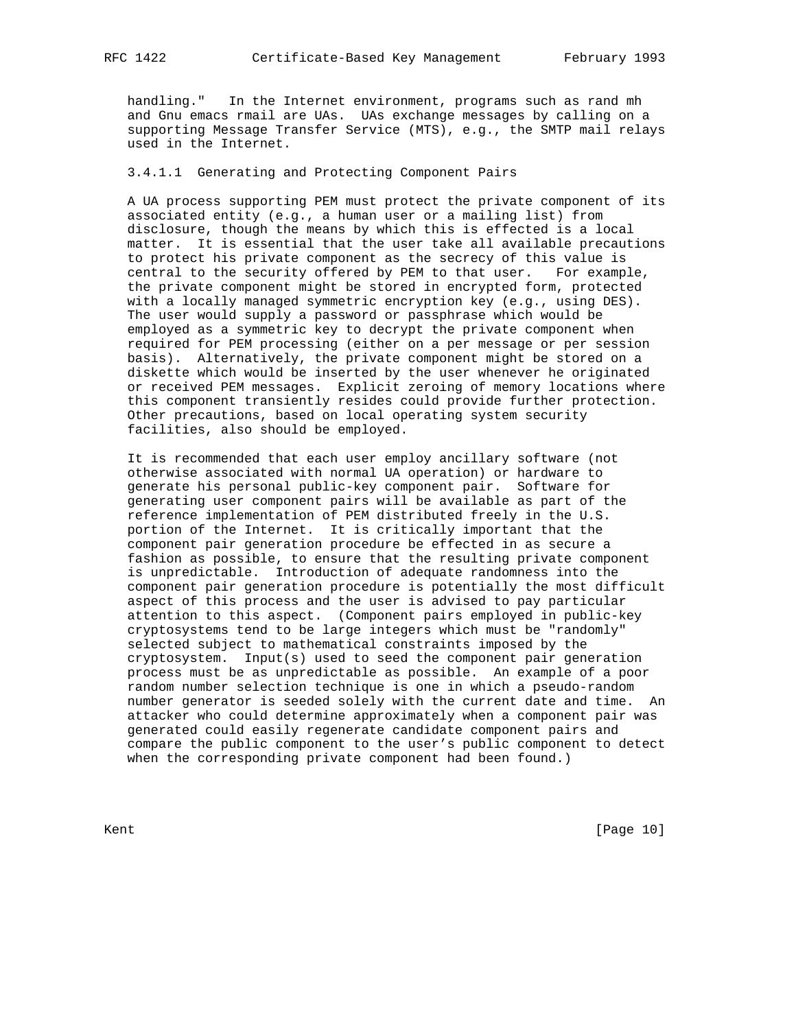handling."   In the Internet environment, programs such as rand mh and Gnu emacs rmail are UAs.  UAs exchange messages by calling on a supporting Message Transfer Service (MTS), e.g., the SMTP mail relays used in the Internet.

#### 3.4.1.1 Generating and Protecting Component Pairs

A UA process supporting PEM must protect the private component of its associated entity (e.g., a human user or a mailing list) from disclosure, though the means by which this is effected is a local matter.  It is essential that the user take all available precautions to protect his private component as the secrecy of this value is central to the security offered by PEM to that user.   For example, the private component might be stored in encrypted form, protected with a locally managed symmetric encryption key (e.g., using DES). The user would supply a password or passphrase which would be employed as a symmetric key to decrypt the private component when required for PEM processing (either on a per message or per session basis).  Alternatively, the private component might be stored on a diskette which would be inserted by the user whenever he originated or received PEM messages.  Explicit zeroing of memory locations where this component transiently resides could provide further protection. Other precautions, based on local operating system security facilities, also should be employed.

It is recommended that each user employ ancillary software (not otherwise associated with normal UA operation) or hardware to generate his personal public-key component pair.  Software for generating user component pairs will be available as part of the reference implementation of PEM distributed freely in the U.S. portion of the Internet.  It is critically important that the component pair generation procedure be effected in as secure a fashion as possible, to ensure that the resulting private component is unpredictable.  Introduction of adequate randomness into the component pair generation procedure is potentially the most difficult aspect of this process and the user is advised to pay particular attention to this aspect.  (Component pairs employed in public-key cryptosystems tend to be large integers which must be "randomly" selected subject to mathematical constraints imposed by the cryptosystem.  Input(s) used to seed the component pair generation process must be as unpredictable as possible.  An example of a poor random number selection technique is one in which a pseudo-random number generator is seeded solely with the current date and time.  An attacker who could determine approximately when a component pair was generated could easily regenerate candidate component pairs and compare the public component to the user's public component to detect when the corresponding private component had been found.)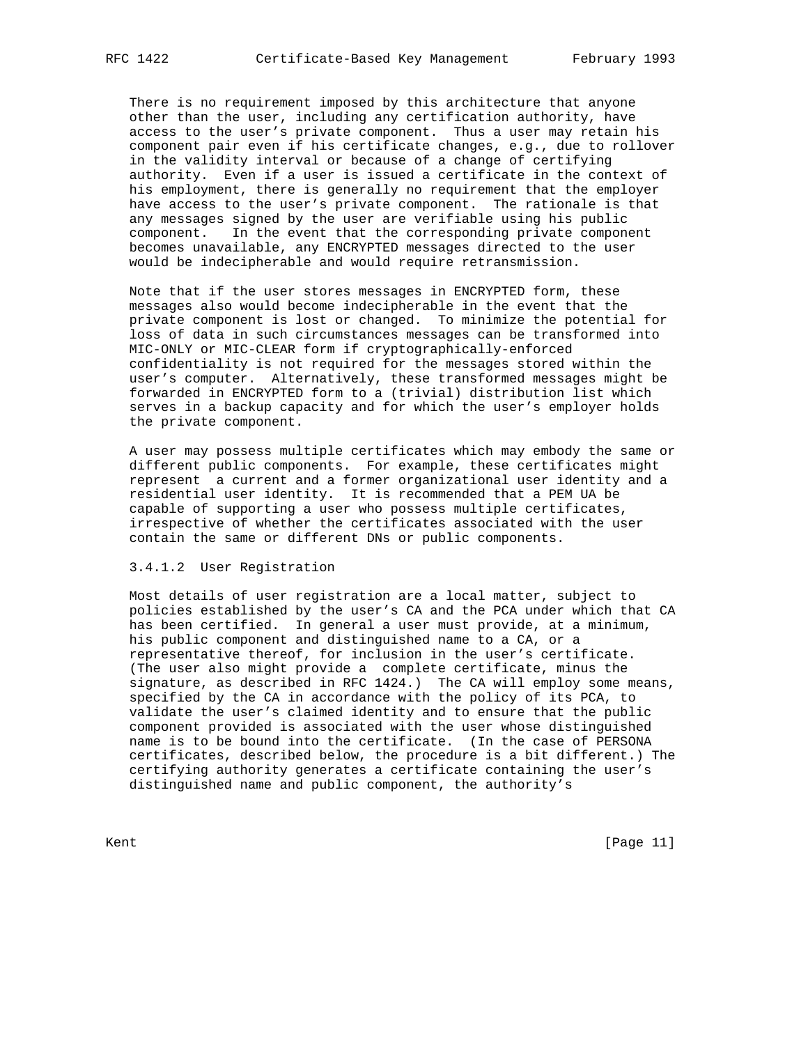There is no requirement imposed by this architecture that anyone other than the user, including any certification authority, have access to the user's private component. Thus a user may retain his component pair even if his certificate changes, e.g., due to rollover in the validity interval or because of a change of certifying authority. Even if a user is issued a certificate in the context of his employment, there is generally no requirement that the employer have access to the user's private component. The rationale is that any messages signed by the user are verifiable using his public component. In the event that the corresponding private component becomes unavailable, any ENCRYPTED messages directed to the user would be indecipherable and would require retransmission.

Note that if the user stores messages in ENCRYPTED form, these messages also would become indecipherable in the event that the private component is lost or changed. To minimize the potential for loss of data in such circumstances messages can be transformed into MIC-ONLY or MIC-CLEAR form if cryptographically-enforced confidentiality is not required for the messages stored within the user's computer. Alternatively, these transformed messages might be forwarded in ENCRYPTED form to a (trivial) distribution list which serves in a backup capacity and for which the user's employer holds the private component.

A user may possess multiple certificates which may embody the same or different public components. For example, these certificates might represent a current and a former organizational user identity and a residential user identity. It is recommended that a PEM UA be capable of supporting a user who possess multiple certificates, irrespective of whether the certificates associated with the user contain the same or different DNs or public components.

#### 3.4.1.2 User Registration

Most details of user registration are a local matter, subject to policies established by the user's CA and the PCA under which that CA has been certified. In general a user must provide, at a minimum, his public component and distinguished name to a CA, or a representative thereof, for inclusion in the user's certificate. (The user also might provide a complete certificate, minus the signature, as described in RFC 1424.) The CA will employ some means, specified by the CA in accordance with the policy of its PCA, to validate the user's claimed identity and to ensure that the public component provided is associated with the user whose distinguished name is to be bound into the certificate. (In the case of PERSONA certificates, described below, the procedure is a bit different.) The certifying authority generates a certificate containing the user's distinguished name and public component, the authority's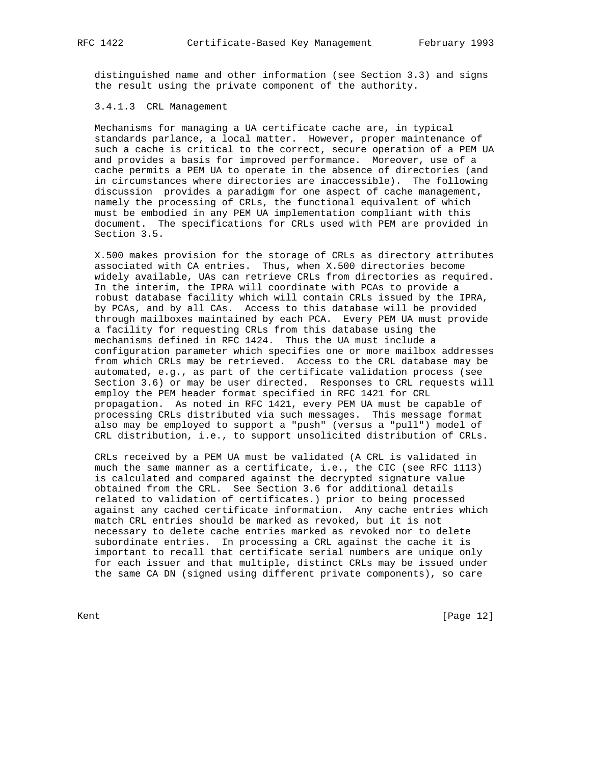distinguished name and other information (see Section 3.3) and signs the result using the private component of the authority.

#### 3.4.1.3 CRL Management

Mechanisms for managing a UA certificate cache are, in typical standards parlance, a local matter. However, proper maintenance of such a cache is critical to the correct, secure operation of a PEM UA and provides a basis for improved performance. Moreover, use of a cache permits a PEM UA to operate in the absence of directories (and in circumstances where directories are inaccessible). The following discussion provides a paradigm for one aspect of cache management, namely the processing of CRLs, the functional equivalent of which must be embodied in any PEM UA implementation compliant with this document. The specifications for CRLs used with PEM are provided in Section 3.5.

X.500 makes provision for the storage of CRLs as directory attributes associated with CA entries. Thus, when X.500 directories become widely available, UAs can retrieve CRLs from directories as required. In the interim, the IPRA will coordinate with PCAs to provide a robust database facility which will contain CRLs issued by the IPRA, by PCAs, and by all CAs. Access to this database will be provided through mailboxes maintained by each PCA. Every PEM UA must provide a facility for requesting CRLs from this database using the mechanisms defined in RFC 1424. Thus the UA must include a configuration parameter which specifies one or more mailbox addresses from which CRLs may be retrieved. Access to the CRL database may be automated, e.g., as part of the certificate validation process (see Section 3.6) or may be user directed. Responses to CRL requests will employ the PEM header format specified in RFC 1421 for CRL propagation. As noted in RFC 1421, every PEM UA must be capable of processing CRLs distributed via such messages. This message format also may be employed to support a "push" (versus a "pull") model of CRL distribution, i.e., to support unsolicited distribution of CRLs.

CRLs received by a PEM UA must be validated (A CRL is validated in much the same manner as a certificate, i.e., the CIC (see RFC 1113) is calculated and compared against the decrypted signature value obtained from the CRL. See Section 3.6 for additional details related to validation of certificates.) prior to being processed against any cached certificate information. Any cache entries which match CRL entries should be marked as revoked, but it is not necessary to delete cache entries marked as revoked nor to delete subordinate entries. In processing a CRL against the cache it is important to recall that certificate serial numbers are unique only for each issuer and that multiple, distinct CRLs may be issued under the same CA DN (signed using different private components), so care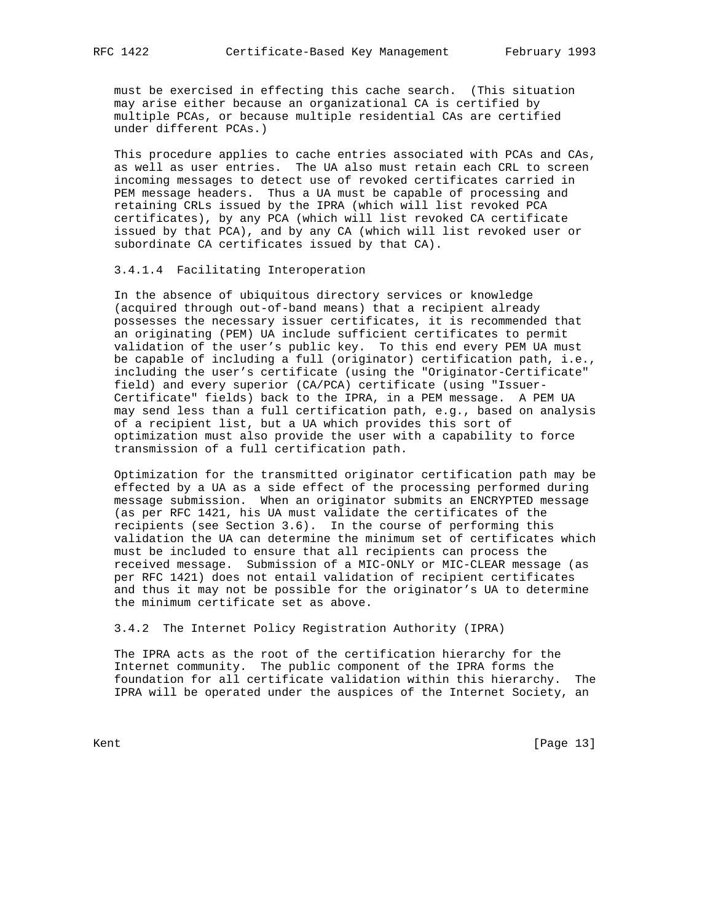must be exercised in effecting this cache search. (This situation may arise either because an organizational CA is certified by multiple PCAs, or because multiple residential CAs are certified under different PCAs.)

This procedure applies to cache entries associated with PCAs and CAs, as well as user entries. The UA also must retain each CRL to screen incoming messages to detect use of revoked certificates carried in PEM message headers. Thus a UA must be capable of processing and retaining CRLs issued by the IPRA (which will list revoked PCA certificates), by any PCA (which will list revoked CA certificate issued by that PCA), and by any CA (which will list revoked user or subordinate CA certificates issued by that CA).

#### 3.4.1.4 Facilitating Interoperation

In the absence of ubiquitous directory services or knowledge (acquired through out-of-band means) that a recipient already possesses the necessary issuer certificates, it is recommended that an originating (PEM) UA include sufficient certificates to permit validation of the user's public key. To this end every PEM UA must be capable of including a full (originator) certification path, i.e., including the user's certificate (using the "Originator-Certificate" field) and every superior (CA/PCA) certificate (using "Issuer-Certificate" fields) back to the IPRA, in a PEM message. A PEM UA may send less than a full certification path, e.g., based on analysis of a recipient list, but a UA which provides this sort of optimization must also provide the user with a capability to force transmission of a full certification path.

Optimization for the transmitted originator certification path may be effected by a UA as a side effect of the processing performed during message submission. When an originator submits an ENCRYPTED message (as per RFC 1421, his UA must validate the certificates of the recipients (see Section 3.6). In the course of performing this validation the UA can determine the minimum set of certificates which must be included to ensure that all recipients can process the received message. Submission of a MIC-ONLY or MIC-CLEAR message (as per RFC 1421) does not entail validation of recipient certificates and thus it may not be possible for the originator's UA to determine the minimum certificate set as above.

### 3.4.2 The Internet Policy Registration Authority (IPRA)

The IPRA acts as the root of the certification hierarchy for the Internet community. The public component of the IPRA forms the foundation for all certificate validation within this hierarchy. The IPRA will be operated under the auspices of the Internet Society, an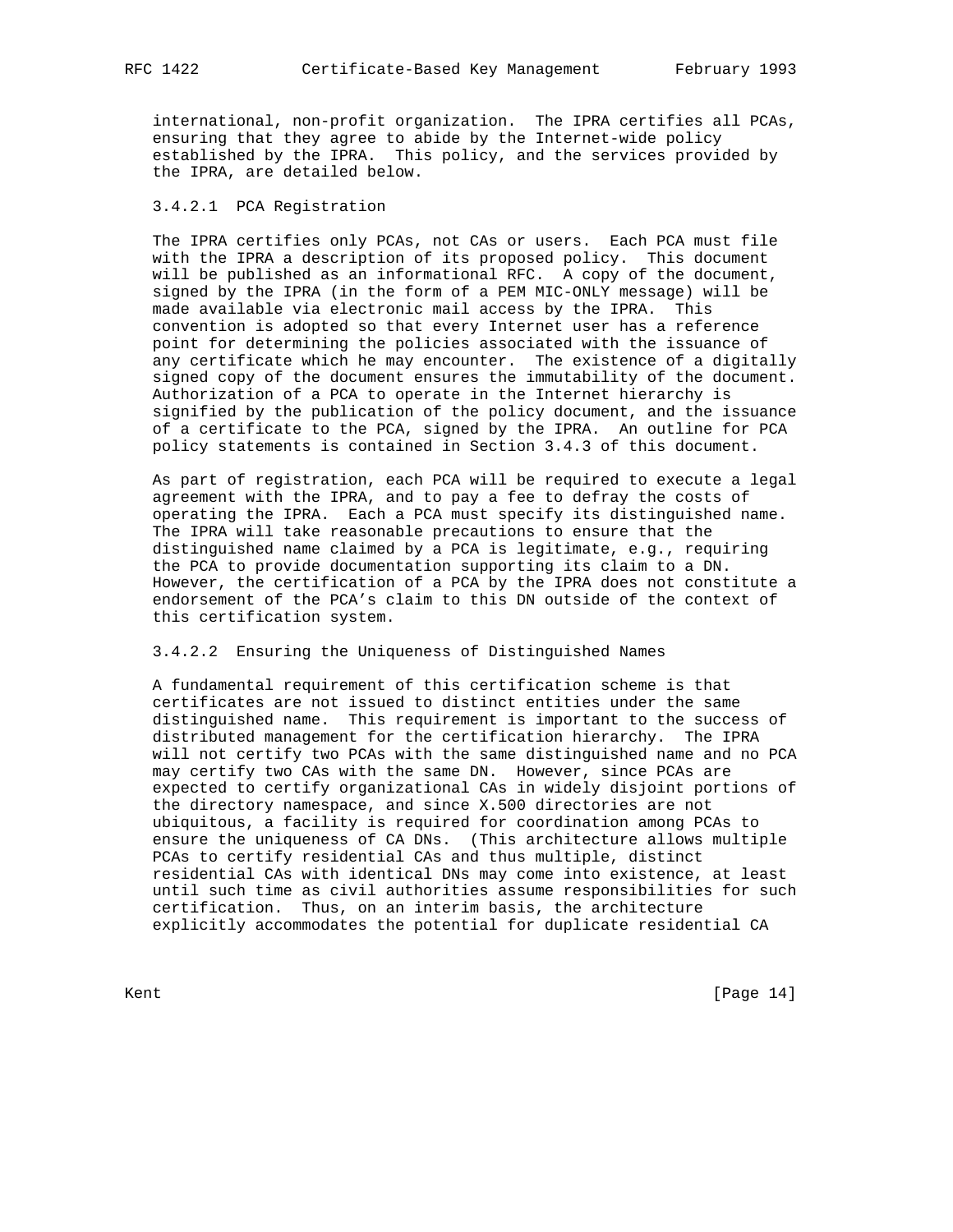international, non-profit organization. The IPRA certifies all PCAs, ensuring that they agree to abide by the Internet-wide policy established by the IPRA. This policy, and the services provided by the IPRA, are detailed below.

### 3.4.2.1 PCA Registration

The IPRA certifies only PCAs, not CAs or users. Each PCA must file with the IPRA a description of its proposed policy. This document will be published as an informational RFC. A copy of the document, signed by the IPRA (in the form of a PEM MIC-ONLY message) will be made available via electronic mail access by the IPRA. This convention is adopted so that every Internet user has a reference point for determining the policies associated with the issuance of any certificate which he may encounter. The existence of a digitally signed copy of the document ensures the immutability of the document. Authorization of a PCA to operate in the Internet hierarchy is signified by the publication of the policy document, and the issuance of a certificate to the PCA, signed by the IPRA. An outline for PCA policy statements is contained in Section 3.4.3 of this document.

As part of registration, each PCA will be required to execute a legal agreement with the IPRA, and to pay a fee to defray the costs of operating the IPRA. Each PCA must specify its distinguished name. The IPRA will take reasonable precautions to ensure that the distinguished name claimed by a PCA is legitimate, e.g., requiring the PCA to provide documentation supporting its claim to a DN. However, the certification of a PCA by the IPRA does not constitute a endorsement of the PCA's claim to this DN outside of the context of this certification system.

### 3.4.2.2 Ensuring the Uniqueness of Distinguished Names

A fundamental requirement of this certification scheme is that certificates are not issued to distinct entities under the same distinguished name. This requirement is important to the success of distributed management for the certification hierarchy. The IPRA will not certify two PCAs with the same distinguished name and no PCA may certify two CAs with the same DN. However, since PCAs are expected to certify organizational CAs in widely disjoint portions of the directory namespace, and since X.500 directories are not ubiquitous, a facility is required for coordination among PCAs to ensure the uniqueness of CA DNs. (This architecture allows multiple PCAs to certify residential CAs and thus multiple, distinct residential CAs with identical DNs may come into existence, at least until such time as civil authorities assume responsibilities for such certification. Thus, on an interim basis, the architecture explicitly accommodates the potential for duplicate residential CA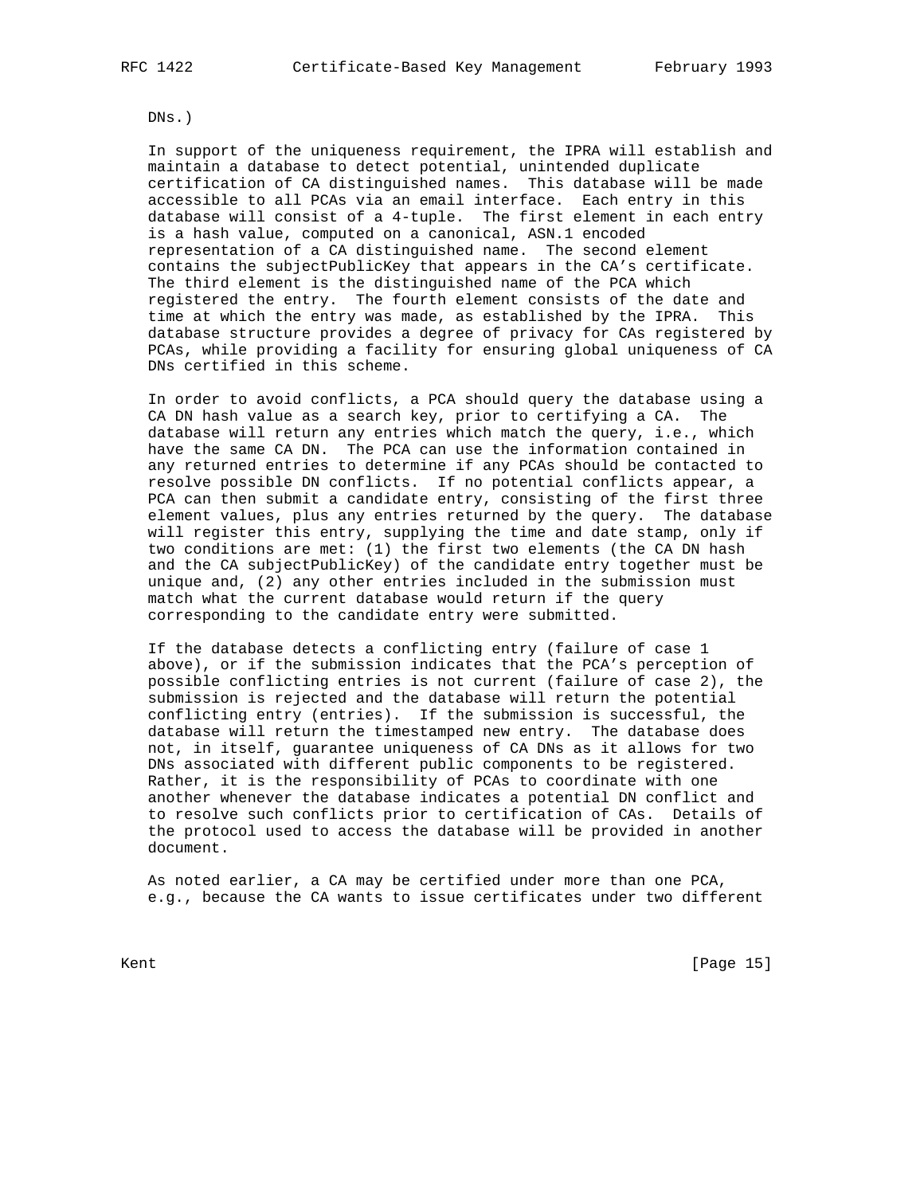DNs.)

In support of the uniqueness requirement, the IPRA will establish and maintain a database to detect potential, unintended duplicate certification of CA distinguished names. This database will be made accessible to all PCAs via an email interface. Each entry in this database will consist of a 4-tuple. The first element in each entry is a hash value, computed on a canonical, ASN.1 encoded representation of a CA distinguished name. The second element contains the subjectPublicKey that appears in the CA's certificate. The third element is the distinguished name of the PCA which registered the entry. The fourth element consists of the date and time at which the entry was made, as established by the IPRA. This database structure provides a degree of privacy for CAs registered by PCAs, while providing a facility for ensuring global uniqueness of CA DNs certified in this scheme.

In order to avoid conflicts, a PCA should query the database using a CA DN hash value as a search key, prior to certifying a CA. The database will return any entries which match the query, i.e., which have the same CA DN. The PCA can use the information contained in any returned entries to determine if any PCAs should be contacted to resolve possible DN conflicts. If no potential conflicts appear, a PCA can then submit a candidate entry, consisting of the first three element values, plus any entries returned by the query. The database will register this entry, supplying the time and date stamp, only if two conditions are met: (1) the first two elements (the CA DN hash and the CA subjectPublicKey) of the candidate entry together must be unique and, (2) any other entries included in the submission must match what the current database would return if the query corresponding to the candidate entry were submitted.

If the database detects a conflicting entry (failure of case 1 above), or if the submission indicates that the PCA's perception of possible conflicting entries is not current (failure of case 2), the submission is rejected and the database will return the potential conflicting entry (entries). If the submission is successful, the database will return the timestamped new entry. The database does not, in itself, guarantee uniqueness of CA DNs as it allows for two DNs associated with different public components to be registered. Rather, it is the responsibility of PCAs to coordinate with one another whenever the database indicates a potential DN conflict and to resolve such conflicts prior to certification of CAs. Details of the protocol used to access the database will be provided in another document.

As noted earlier, a CA may be certified under more than one PCA, e.g., because the CA wants to issue certificates under two different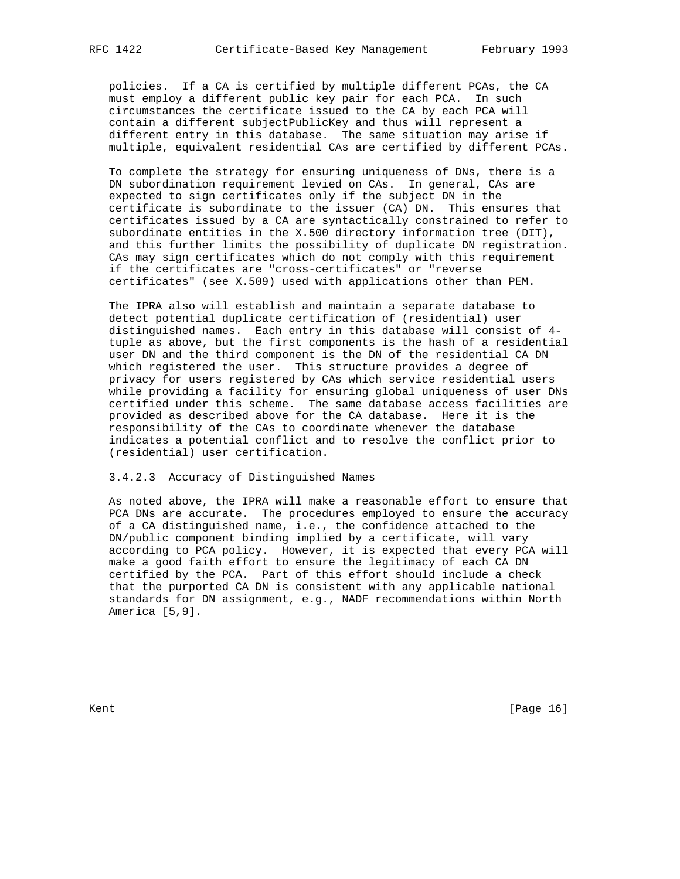policies. If a CA is certified by multiple different PCAs, the CA must employ a different public key pair for each PCA. In such circumstances the certificate issued to the CA by each PCA will contain a different subjectPublicKey and thus will represent a different entry in this database. The same situation may arise if multiple, equivalent residential CAs are certified by different PCAs.

To complete the strategy for ensuring uniqueness of DNs, there is a DN subordination requirement levied on CAs. In general, CAs are expected to sign certificates only if the subject DN in the certificate is subordinate to the issuer (CA) DN. This ensures that certificates issued by a CA are syntactically constrained to refer to subordinate entities in the X.500 directory information tree (DIT), and this further limits the possibility of duplicate DN registration. CAs may sign certificates which do not comply with this requirement if the certificates are "cross-certificates" or "reverse certificates" (see X.509) used with applications other than PEM.

The IPRA also will establish and maintain a separate database to detect potential duplicate certification of (residential) user distinguished names. Each entry in this database will consist of 4-tuple as above, but the first components is the hash of a residential user DN and the third component is the DN of the residential CA DN which registered the user. This structure provides a degree of privacy for users registered by CAs which service residential users while providing a facility for ensuring global uniqueness of user DNs certified under this scheme. The same database access facilities are provided as described above for the CA database. Here it is the responsibility of the CAs to coordinate whenever the database indicates a potential conflict and to resolve the conflict prior to (residential) user certification.

#### 3.4.2.3 Accuracy of Distinguished Names

As noted above, the IPRA will make a reasonable effort to ensure that PCA DNs are accurate. The procedures employed to ensure the accuracy of a CA distinguished name, i.e., the confidence attached to the DN/public component binding implied by a certificate, will vary according to PCA policy. However, it is expected that every PCA will make a good faith effort to ensure the legitimacy of each CA DN certified by the PCA. Part of this effort should include a check that the purported CA DN is consistent with any applicable national standards for DN assignment, e.g., NADF recommendations within North America [5,9].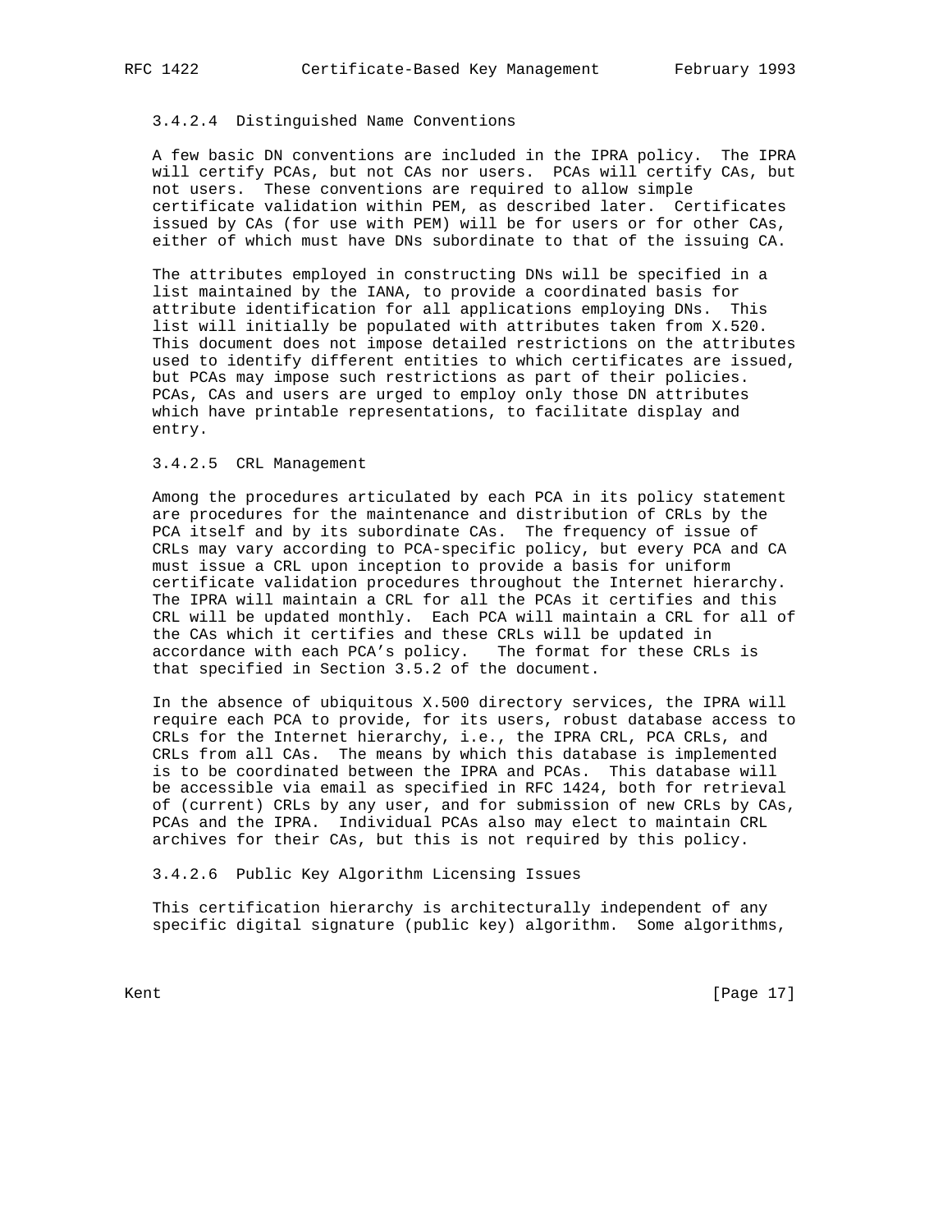#### 3.4.2.4 Distinguished Name Conventions

A few basic DN conventions are included in the IPRA policy. The IPRA will certify PCAs, but not CAs nor users. PCAs will certify CAs, but not users. These conventions are required to allow simple certificate validation within PEM, as described later. Certificates issued by CAs (for use with PEM) will be for users or for other CAs, either of which must have DNs subordinate to that of the issuing CA.

The attributes employed in constructing DNs will be specified in a list maintained by the IANA, to provide a coordinated basis for attribute identification for all applications employing DNs. This list will initially be populated with attributes taken from X.520. This document does not impose detailed restrictions on the attributes used to identify different entities to which certificates are issued, but PCAs may impose such restrictions as part of their policies. PCAs, CAs and users are urged to employ only those DN attributes which have printable representations, to facilitate display and entry.

#### 3.4.2.5 CRL Management

Among the procedures articulated by each PCA in its policy statement are procedures for the maintenance and distribution of CRLs by the PCA itself and by its subordinate CAs. The frequency of issue of CRLs may vary according to PCA-specific policy, but every PCA and CA must issue a CRL upon inception to provide a basis for uniform certificate validation procedures throughout the Internet hierarchy. The IPRA will maintain a CRL for all the PCAs it certifies and this CRL will be updated monthly. Each PCA will maintain a CRL for all of the CAs which it certifies and these CRLs will be updated in accordance with each PCA's policy. The format for these CRLs is that specified in Section 3.5.2 of the document.

In the absence of ubiquitous X.500 directory services, the IPRA will require each PCA to provide, for its users, robust database access to CRLs for the Internet hierarchy, i.e., the IPRA CRL, PCA CRLs, and CRLs from all CAs. The means by which this database is implemented is to be coordinated between the IPRA and PCAs. This database will be accessible via email as specified in RFC 1424, both for retrieval of (current) CRLs by any user, and for submission of new CRLs by CAs, PCAs and the IPRA. Individual PCAs also may elect to maintain CRL archives for their CAs, but this is not required by this policy.

#### 3.4.2.6 Public Key Algorithm Licensing Issues

This certification hierarchy is architecturally independent of any specific digital signature (public key) algorithm. Some algorithms,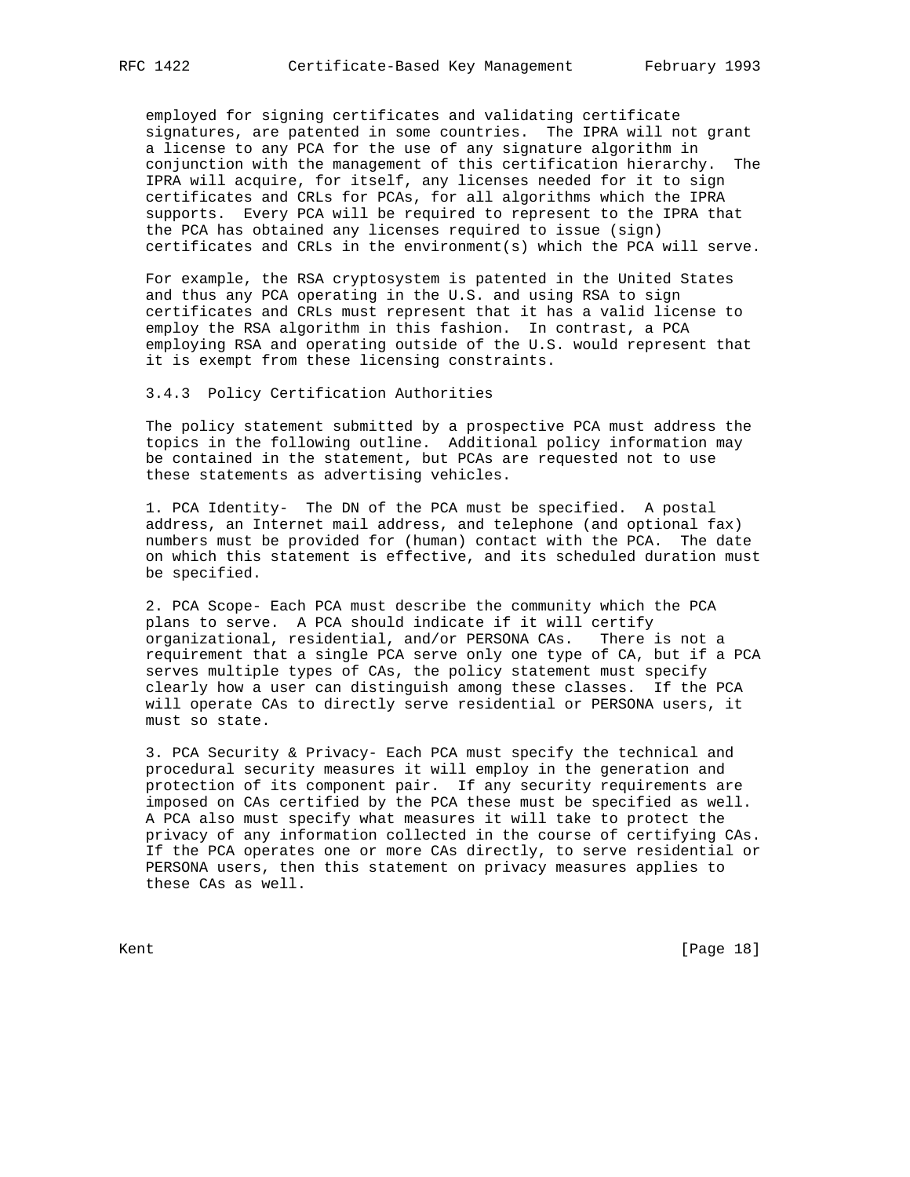employed for signing certificates and validating certificate signatures, are patented in some countries. The IPRA will not grant a license to any PCA for the use of any signature algorithm in conjunction with the management of this certification hierarchy. The IPRA will acquire, for itself, any licenses needed for it to sign certificates and CRLs for PCAs, for all algorithms which the IPRA supports. Every PCA will be required to represent to the IPRA that the PCA has obtained any licenses required to issue (sign) certificates and CRLs in the environment(s) which the PCA will serve.

For example, the RSA cryptosystem is patented in the United States and thus any PCA operating in the U.S. and using RSA to sign certificates and CRLs must represent that it has a valid license to employ the RSA algorithm in this fashion. In contrast, a PCA employing RSA and operating outside of the U.S. would represent that it is exempt from these licensing constraints.

### 3.4.3 Policy Certification Authorities

The policy statement submitted by a prospective PCA must address the topics in the following outline. Additional policy information may be contained in the statement, but PCAs are requested not to use these statements as advertising vehicles.

1. PCA Identity- The DN of the PCA must be specified. A postal address, an Internet mail address, and telephone (and optional fax) numbers must be provided for (human) contact with the PCA. The date on which this statement is effective, and its scheduled duration must be specified.

2. PCA Scope- Each PCA must describe the community which the PCA plans to serve. A PCA should indicate if it will certify organizational, residential, and/or PERSONA CAs. There is not a requirement that a single PCA serve only one type of CA, but if a PCA serves multiple types of CAs, the policy statement must specify clearly how a user can distinguish among these classes. If the PCA will operate CAs to directly serve residential or PERSONA users, it must so state.

3. PCA Security & Privacy- Each PCA must specify the technical and procedural security measures it will employ in the generation and protection of its component pair. If any security requirements are imposed on CAs certified by the PCA these must be specified as well. A PCA also must specify what measures it will take to protect the privacy of any information collected in the course of certifying CAs. If the PCA operates one or more CAs directly, to serve residential or PERSONA users, then this statement on privacy measures applies to these CAs as well.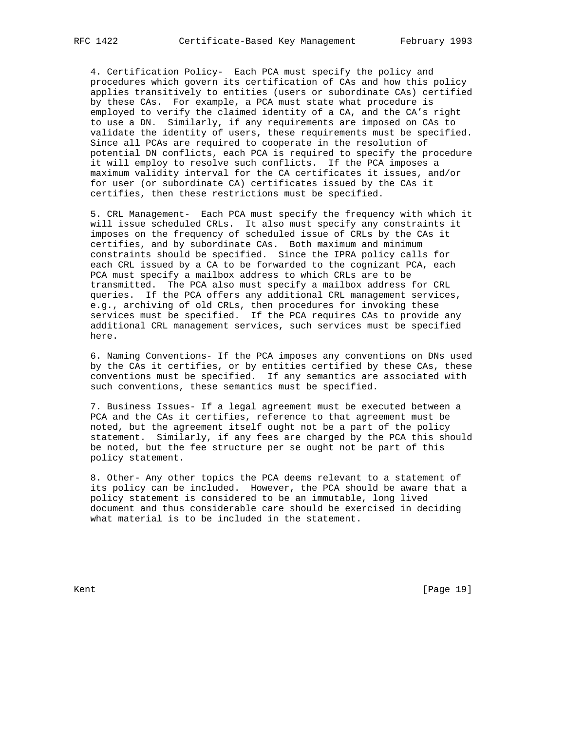4. Certification Policy- Each PCA must specify the policy and procedures which govern its certification of CAs and how this policy applies transitively to entities (users or subordinate CAs) certified by these CAs. For example, a PCA must state what procedure is employed to verify the claimed identity of a CA, and the CA's right to use a DN. Similarly, if any requirements are imposed on CAs to validate the identity of users, these requirements must be specified. Since all PCAs are required to cooperate in the resolution of potential DN conflicts, each PCA is required to specify the procedure it will employ to resolve such conflicts. If the PCA imposes a maximum validity interval for the CA certificates it issues, and/or for user (or subordinate CA) certificates issued by the CAs it certifies, then these restrictions must be specified.

5. CRL Management- Each PCA must specify the frequency with which it will issue scheduled CRLs. It also must specify any constraints it imposes on the frequency of scheduled issue of CRLs by the CAs it certifies, and by subordinate CAs. Both maximum and minimum constraints should be specified. Since the IPRA policy calls for each CRL issued by a CA to be forwarded to the cognizant PCA, each PCA must specify a mailbox address to which CRLs are to be transmitted. The PCA also must specify a mailbox address for CRL queries. If the PCA offers any additional CRL management services, e.g., archiving of old CRLs, then procedures for invoking these services must be specified. If the PCA requires CAs to provide any additional CRL management services, such services must be specified here.

6. Naming Conventions- If the PCA imposes any conventions on DNs used by the CAs it certifies, or by entities certified by these CAs, these conventions must be specified. If any semantics are associated with such conventions, these semantics must be specified.

7. Business Issues- If a legal agreement must be executed between a PCA and the CAs it certifies, reference to that agreement must be noted, but the agreement itself ought not be a part of the policy statement. Similarly, if any fees are charged by the PCA this should be noted, but the fee structure per se ought not be part of this policy statement.

8. Other- Any other topics the PCA deems relevant to a statement of its policy can be included. However, the PCA should be aware that a policy statement is considered to be an immutable, long lived document and thus considerable care should be exercised in deciding what material is to be included in the statement.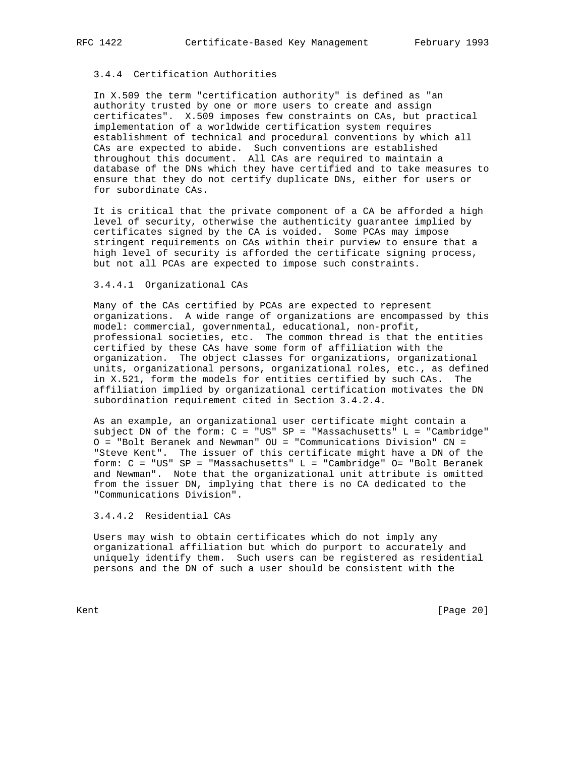### 3.4.4 Certification Authorities

In X.509 the term "certification authority" is defined as "an authority trusted by one or more users to create and assign certificates". X.509 imposes few constraints on CAs, but practical implementation of a worldwide certification system requires establishment of technical and procedural conventions by which all CAs are expected to abide. Such conventions are established throughout this document. All CAs are required to maintain a database of the DNs which they have certified and to take measures to ensure that they do not certify duplicate DNs, either for users or for subordinate CAs.

It is critical that the private component of a CA be afforded a high level of security, otherwise the authenticity guarantee implied by certificates signed by the CA is voided. Some PCAs may impose stringent requirements on CAs within their purview to ensure that a high level of security is afforded the certificate signing process, but not all PCAs are expected to impose such constraints.

#### 3.4.4.1 Organizational CAs

Many of the CAs certified by PCAs are expected to represent organizations. A wide range of organizations are encompassed by this model: commercial, governmental, educational, non-profit, professional societies, etc. The common thread is that the entities certified by these CAs have some form of affiliation with the organization. The object classes for organizations, organizational units, organizational persons, organizational roles, etc., as defined in X.521, form the models for entities certified by such CAs. The affiliation implied by organizational certification motivates the DN subordination requirement cited in Section 3.4.2.4.

As an example, an organizational user certificate might contain a subject DN of the form: C = "US" SP = "Massachusetts" L = "Cambridge" O = "Bolt Beranek and Newman" OU = "Communications Division" CN = "Steve Kent". The issuer of this certificate might have a DN of the form: C = "US" SP = "Massachusetts" L = "Cambridge" O= "Bolt Beranek and Newman". Note that the organizational unit attribute is omitted from the issuer DN, implying that there is no CA dedicated to the "Communications Division".

#### 3.4.4.2 Residential CAs

Users may wish to obtain certificates which do not imply any organizational affiliation but which do purport to accurately and uniquely identify them. Such users can be registered as residential persons and the DN of such a user should be consistent with the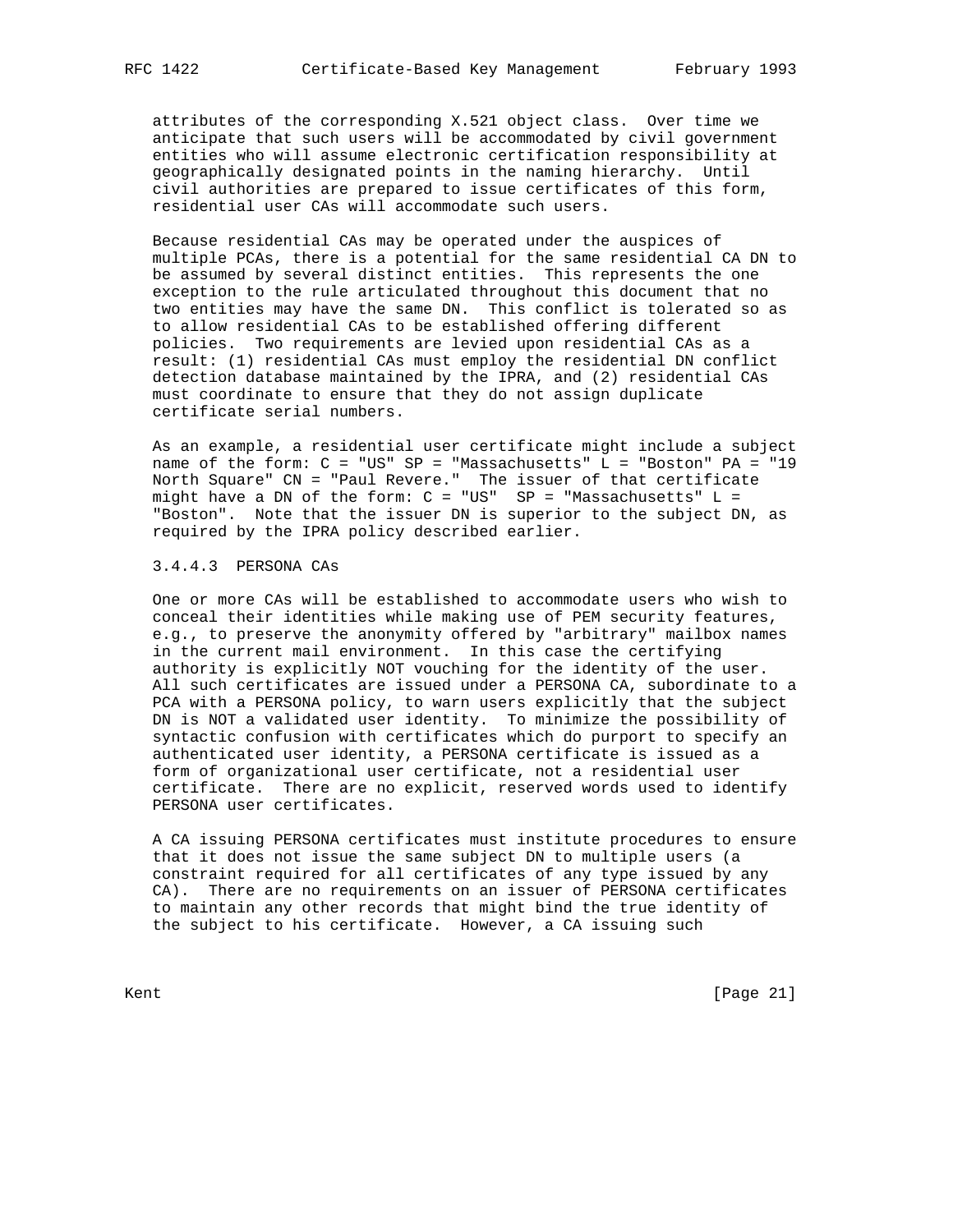attributes of the corresponding X.521 object class. Over time we anticipate that such users will be accommodated by civil government entities who will assume electronic certification responsibility at geographically designated points in the naming hierarchy. Until civil authorities are prepared to issue certificates of this form, residential user CAs will accommodate such users.

Because residential CAs may be operated under the auspices of multiple PCAs, there is a potential for the same residential CA DN to be assumed by several distinct entities. This represents the one exception to the rule articulated throughout this document that no two entities may have the same DN. This conflict is tolerated so as to allow residential CAs to be established offering different policies. Two requirements are levied upon residential CAs as a result: (1) residential CAs must employ the residential DN conflict detection database maintained by the IPRA, and (2) residential CAs must coordinate to ensure that they do not assign duplicate certificate serial numbers.

As an example, a residential user certificate might include a subject name of the form: C = "US" SP = "Massachusetts" L = "Boston" PA = "19 North Square" CN = "Paul Revere." The issuer of that certificate might have a DN of the form: C = "US" SP = "Massachusetts" L = "Boston". Note that the issuer DN is superior to the subject DN, as required by the IPRA policy described earlier.

#### 3.4.4.3 PERSONA CAs

One or more CAs will be established to accommodate users who wish to conceal their identities while making use of PEM security features, e.g., to preserve the anonymity offered by "arbitrary" mailbox names in the current mail environment. In this case the certifying authority is explicitly NOT vouching for the identity of the user. All such certificates are issued under a PERSONA CA, subordinate to a PCA with a PERSONA policy, to warn users explicitly that the subject DN is NOT a validated user identity. To minimize the possibility of syntactic confusion with certificates which do purport to specify an authenticated user identity, a PERSONA certificate is issued as a form of organizational user certificate, not a residential user certificate. There are no explicit, reserved words used to identify PERSONA user certificates.

A CA issuing PERSONA certificates must institute procedures to ensure that it does not issue the same subject DN to multiple users (a constraint required for all certificates of any type issued by any CA). There are no requirements on an issuer of PERSONA certificates to maintain any other records that might bind the true identity of the subject to his certificate. However, a CA issuing such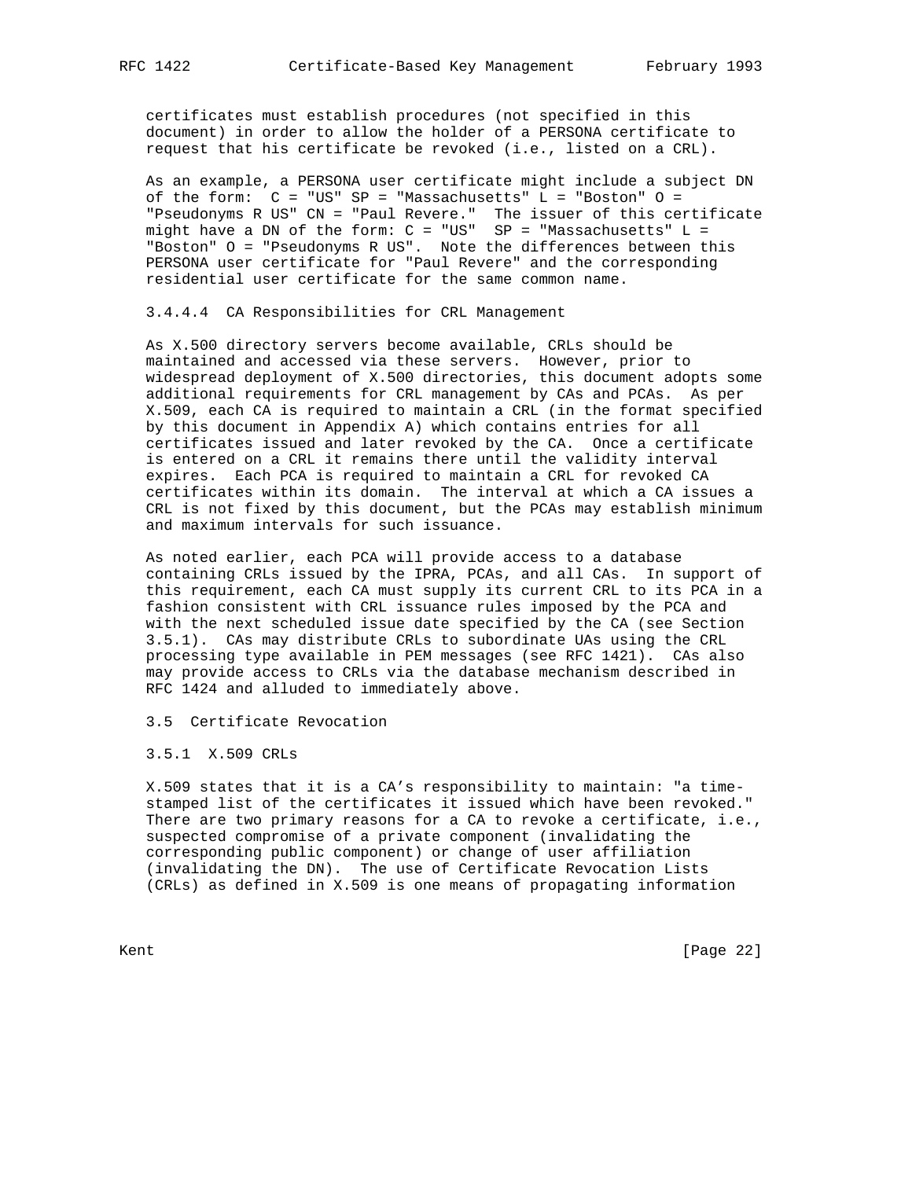certificates must establish procedures (not specified in this document) in order to allow the holder of a PERSONA certificate to request that his certificate be revoked (i.e., listed on a CRL).

As an example, a PERSONA user certificate might include a subject DN of the form: C = "US" SP = "Massachusetts" L = "Boston" O = "Pseudonyms R US" CN = "Paul Revere." The issuer of this certificate might have a DN of the form: C = "US" SP = "Massachusetts" L = "Boston" O = "Pseudonyms R US". Note the differences between this PERSONA user certificate for "Paul Revere" and the corresponding residential user certificate for the same common name.

#### 3.4.4.4 CA Responsibilities for CRL Management

As X.500 directory servers become available, CRLs should be maintained and accessed via these servers. However, prior to widespread deployment of X.500 directories, this document adopts some additional requirements for CRL management by CAs and PCAs. As per X.509, each CA is required to maintain a CRL (in the format specified by this document in Appendix A) which contains entries for all certificates issued and later revoked by the CA. Once a certificate is entered on a CRL it remains there until the validity interval expires. Each PCA is required to maintain a CRL for revoked CA certificates within its domain. The interval at which a CA issues a CRL is not fixed by this document, but the PCAs may establish minimum and maximum intervals for such issuance.

As noted earlier, each PCA will provide access to a database containing CRLs issued by the IPRA, PCAs, and all CAs. In support of this requirement, each CA must supply its current CRL to its PCA in a fashion consistent with CRL issuance rules imposed by the PCA and with the next scheduled issue date specified by the CA (see Section 3.5.1). CAs may distribute CRLs to subordinate UAs using the CRL processing type available in PEM messages (see RFC 1421). CAs also may provide access to CRLs via the database mechanism described in RFC 1424 and alluded to immediately above.

## 3.5 Certificate Revocation

### 3.5.1 X.509 CRLs

X.509 states that it is a CA’s responsibility to maintain: "a time-stamped list of the certificates it issued which have been revoked." There are two primary reasons for a CA to revoke a certificate, i.e., suspected compromise of a private component (invalidating the corresponding public component) or change of user affiliation (invalidating the DN). The use of Certificate Revocation Lists (CRLs) as defined in X.509 is one means of propagating information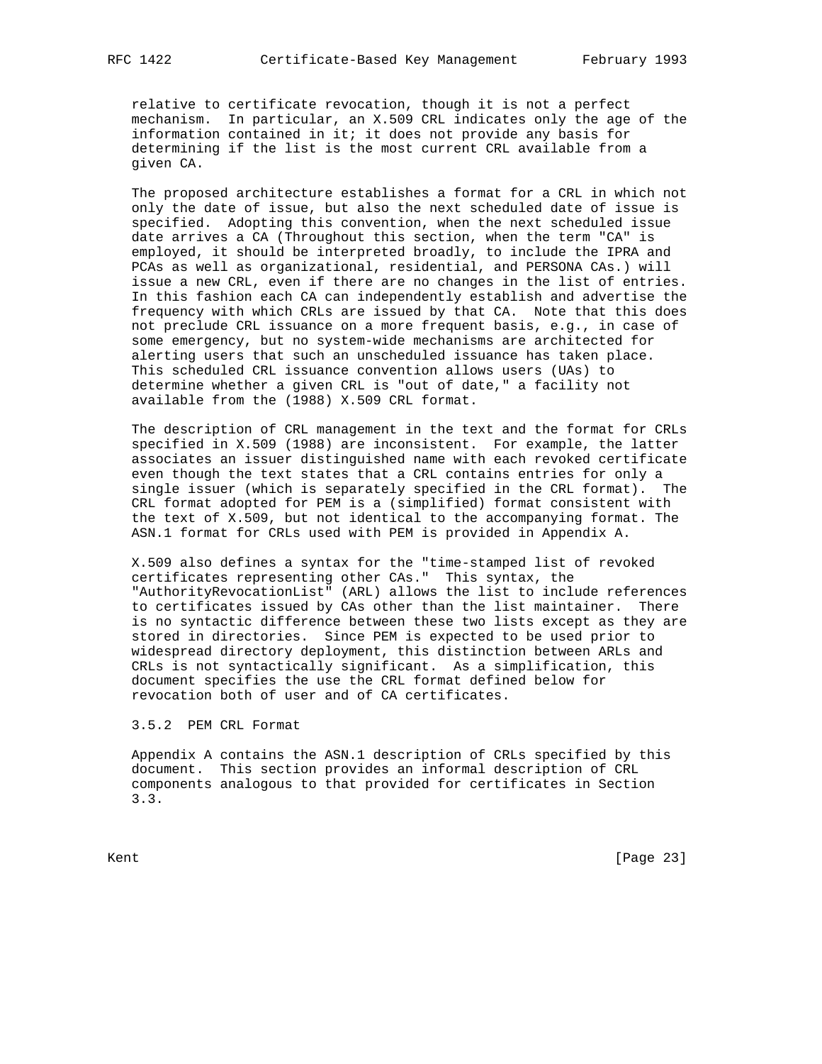relative to certificate revocation, though it is not a perfect mechanism. In particular, an X.509 CRL indicates only the age of the information contained in it; it does not provide any basis for determining if the list is the most current CRL available from a given CA.

The proposed architecture establishes a format for a CRL in which not only the date of issue, but also the next scheduled date of issue is specified. Adopting this convention, when the next scheduled issue date arrives a CA (Throughout this section, when the term "CA" is employed, it should be interpreted broadly, to include the IPRA and PCAs as well as organizational, residential, and PERSONA CAs.) will issue a new CRL, even if there are no changes in the list of entries. In this fashion each CA can independently establish and advertise the frequency with which CRLs are issued by that CA. Note that this does not preclude CRL issuance on a more frequent basis, e.g., in case of some emergency, but no system-wide mechanisms are architected for alerting users that such an unscheduled issuance has taken place. This scheduled CRL issuance convention allows users (UAs) to determine whether a given CRL is "out of date," a facility not available from the (1988) X.509 CRL format.

The description of CRL management in the text and the format for CRLs specified in X.509 (1988) are inconsistent. For example, the latter associates an issuer distinguished name with each revoked certificate even though the text states that a CRL contains entries for only a single issuer (which is separately specified in the CRL format). The CRL format adopted for PEM is a (simplified) format consistent with the text of X.509, but not identical to the accompanying format. The ASN.1 format for CRLs used with PEM is provided in Appendix A.

X.509 also defines a syntax for the "time-stamped list of revoked certificates representing other CAs." This syntax, the "AuthorityRevocationList" (ARL) allows the list to include references to certificates issued by CAs other than the list maintainer. There is no syntactic difference between these two lists except as they are stored in directories. Since PEM is expected to be used prior to widespread directory deployment, this distinction between ARLs and CRLs is not syntactically significant. As a simplification, this document specifies the use the CRL format defined below for revocation both of user and of CA certificates.

### 3.5.2 PEM CRL Format

Appendix A contains the ASN.1 description of CRLs specified by this document. This section provides an informal description of CRL components analogous to that provided for certificates in Section 3.3.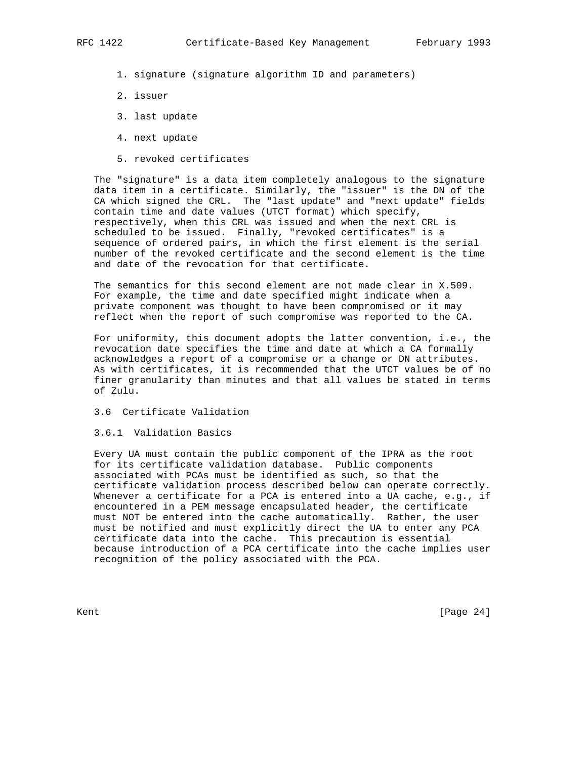1. signature (signature algorithm ID and parameters)
2. issuer
3. last update
4. next update
5. revoked certificates

The "signature" is a data item completely analogous to the signature data item in a certificate. Similarly, the "issuer" is the DN of the CA which signed the CRL. The "last update" and "next update" fields contain time and date values (UTCT format) which specify, respectively, when this CRL was issued and when the next CRL is scheduled to be issued. Finally, "revoked certificates" is a sequence of ordered pairs, in which the first element is the serial number of the revoked certificate and the second element is the time and date of the revocation for that certificate.

The semantics for this second element are not made clear in X.509. For example, the time and date specified might indicate when a private component was thought to have been compromised or it may reflect when the report of such compromise was reported to the CA.

For uniformity, this document adopts the latter convention, i.e., the revocation date specifies the time and date at which a CA formally acknowledges a report of a compromise or a change or DN attributes. As with certificates, it is recommended that the UTCT values be of no finer granularity than minutes and that all values be stated in terms of Zulu.

## 3.6 Certificate Validation

### 3.6.1 Validation Basics

Every UA must contain the public component of the IPRA as the root for its certificate validation database. Public components associated with PCAs must be identified as such, so that the certificate validation process described below can operate correctly. Whenever a certificate for a PCA is entered into a UA cache, e.g., if encountered in a PEM message encapsulated header, the certificate must NOT be entered into the cache automatically. Rather, the user must be notified and must explicitly direct the UA to enter any PCA certificate data into the cache. This precaution is essential because introduction of a PCA certificate into the cache implies user recognition of the policy associated with the PCA.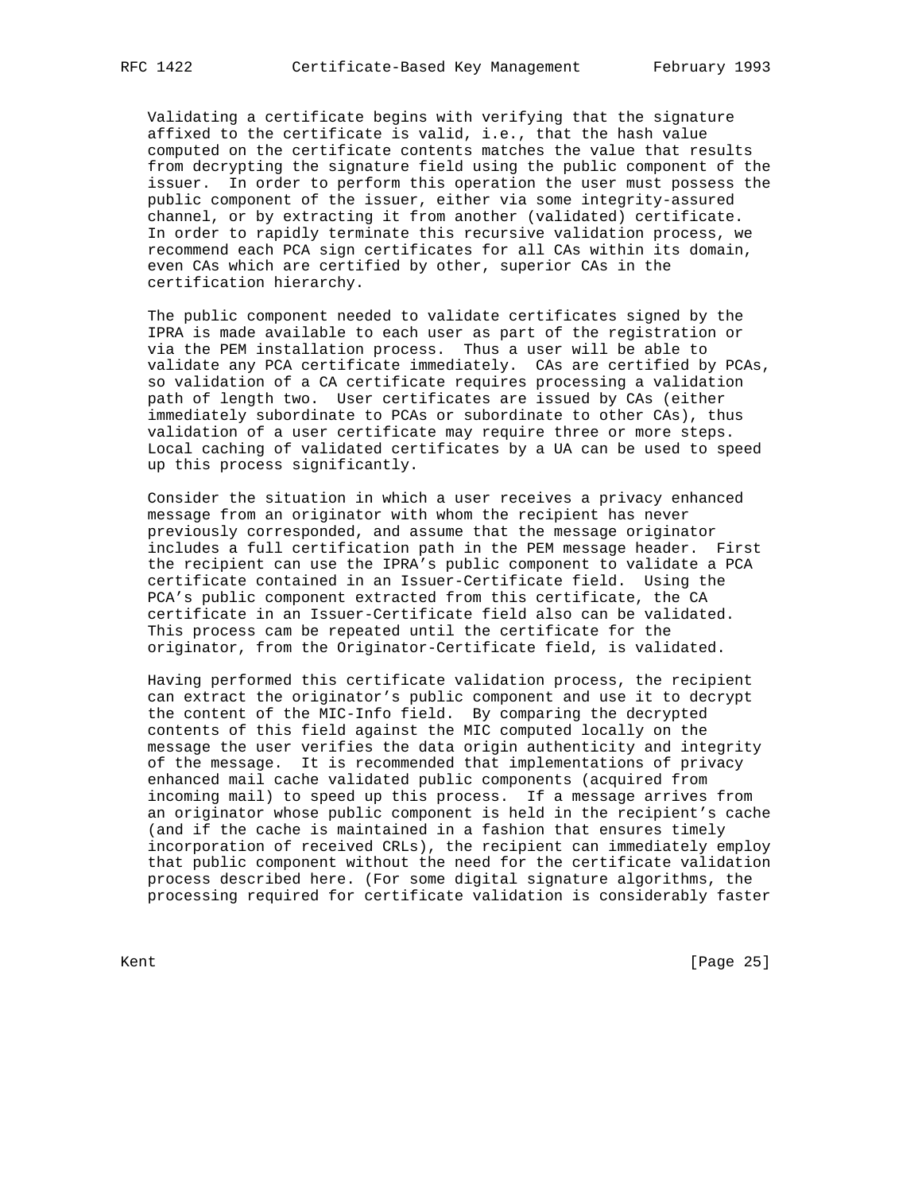Validating a certificate begins with verifying that the signature affixed to the certificate is valid, i.e., that the hash value computed on the certificate contents matches the value that results from decrypting the signature field using the public component of the issuer. In order to perform this operation the user must possess the public component of the issuer, either via some integrity-assured channel, or by extracting it from another (validated) certificate. In order to rapidly terminate this recursive validation process, we recommend each PCA sign certificates for all CAs within its domain, even CAs which are certified by other, superior CAs in the certification hierarchy.

The public component needed to validate certificates signed by the IPRA is made available to each user as part of the registration or via the PEM installation process. Thus a user will be able to validate any PCA certificate immediately. CAs are certified by PCAs, so validation of a CA certificate requires processing a validation path of length two. User certificates are issued by CAs (either immediately subordinate to PCAs or subordinate to other CAs), thus validation of a user certificate may require three or more steps. Local caching of validated certificates by a UA can be used to speed up this process significantly.

Consider the situation in which a user receives a privacy enhanced message from an originator with whom the recipient has never previously corresponded, and assume that the message originator includes a full certification path in the PEM message header. First the recipient can use the IPRA's public component to validate a PCA certificate contained in an Issuer-Certificate field. Using the PCA's public component extracted from this certificate, the CA certificate in an Issuer-Certificate field also can be validated. This process cam be repeated until the certificate for the originator, from the Originator-Certificate field, is validated.

Having performed this certificate validation process, the recipient can extract the originator's public component and use it to decrypt the content of the MIC-Info field. By comparing the decrypted contents of this field against the MIC computed locally on the message the user verifies the data origin authenticity and integrity of the message. It is recommended that implementations of privacy enhanced mail cache validated public components (acquired from incoming mail) to speed up this process. If a message arrives from an originator whose public component is held in the recipient's cache (and if the cache is maintained in a fashion that ensures timely incorporation of received CRLs), the recipient can immediately employ that public component without the need for the certificate validation process described here. (For some digital signature algorithms, the processing required for certificate validation is considerably faster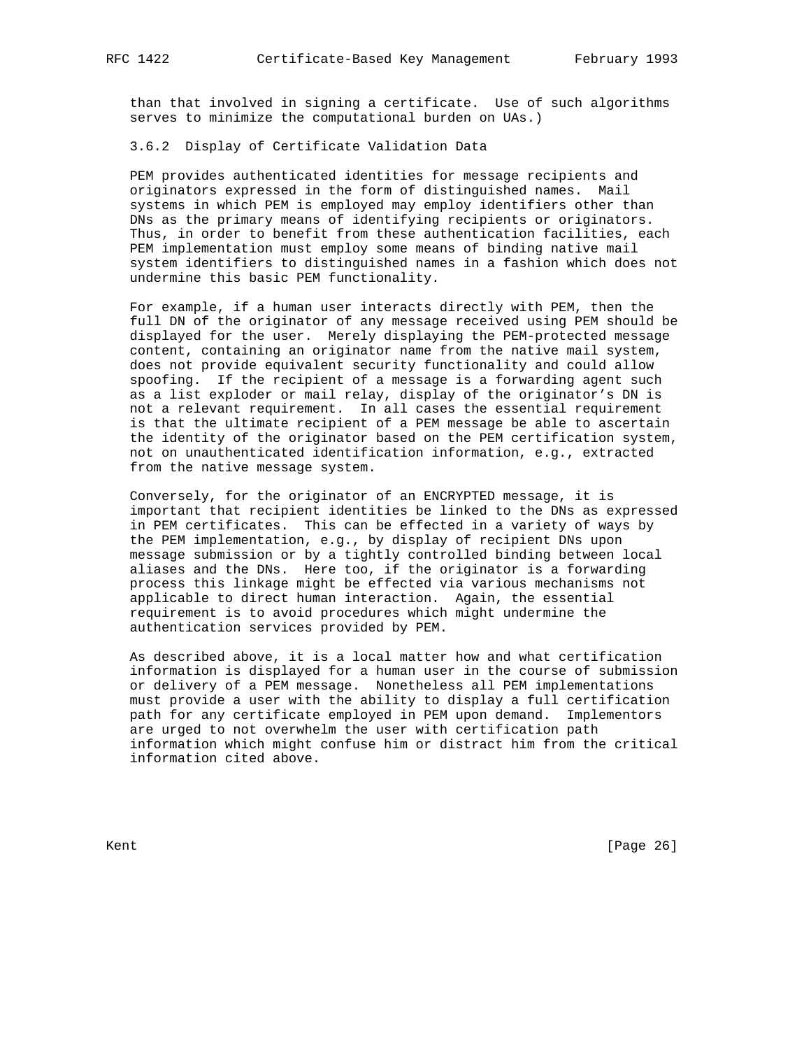than that involved in signing a certificate. Use of such algorithms serves to minimize the computational burden on UAs.)

#### 3.6.2 Display of Certificate Validation Data

PEM provides authenticated identities for message recipients and originators expressed in the form of distinguished names. Mail systems in which PEM is employed may employ identifiers other than DNs as the primary means of identifying recipients or originators. Thus, in order to benefit from these authentication facilities, each PEM implementation must employ some means of binding native mail system identifiers to distinguished names in a fashion which does not undermine this basic PEM functionality.

For example, if a human user interacts directly with PEM, then the full DN of the originator of any message received using PEM should be displayed for the user. Merely displaying the PEM-protected message content, containing an originator name from the native mail system, does not provide equivalent security functionality and could allow spoofing. If the recipient of a message is a forwarding agent such as a list exploder or mail relay, display of the originator's DN is not a relevant requirement. In all cases the essential requirement is that the ultimate recipient of a PEM message be able to ascertain the identity of the originator based on the PEM certification system, not on unauthenticated identification information, e.g., extracted from the native message system.

Conversely, for the originator of an ENCRYPTED message, it is important that recipient identities be linked to the DNs as expressed in PEM certificates. This can be effected in a variety of ways by the PEM implementation, e.g., by display of recipient DNs upon message submission or by a tightly controlled binding between local aliases and the DNs. Here too, if the originator is a forwarding process this linkage might be effected via various mechanisms not applicable to direct human interaction. Again, the essential requirement is to avoid procedures which might undermine the authentication services provided by PEM.

As described above, it is a local matter how and what certification information is displayed for a human user in the course of submission or delivery of a PEM message. Nonetheless all PEM implementations must provide a user with the ability to display a full certification path for any certificate employed in PEM upon demand. Implementors are urged to not overwhelm the user with certification path information which might confuse him or distract him from the critical information cited above.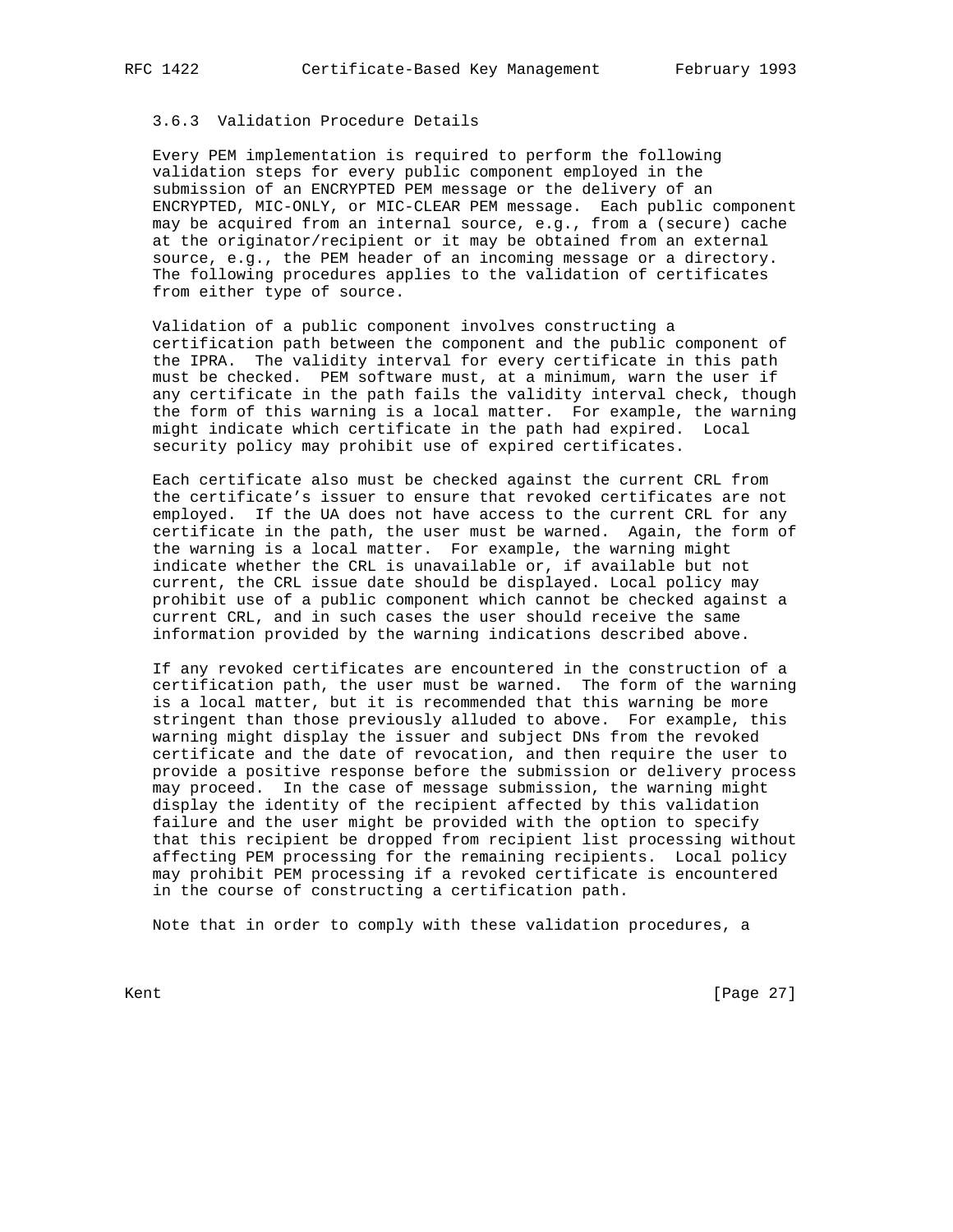### 3.6.3 Validation Procedure Details

Every PEM implementation is required to perform the following validation steps for every public component employed in the submission of an ENCRYPTED PEM message or the delivery of an ENCRYPTED, MIC-ONLY, or MIC-CLEAR PEM message. Each public component may be acquired from an internal source, e.g., from a (secure) cache at the originator/recipient or it may be obtained from an external source, e.g., the PEM header of an incoming message or a directory. The following procedures applies to the validation of certificates from either type of source.

Validation of a public component involves constructing a certification path between the component and the public component of the IPRA. The validity interval for every certificate in this path must be checked. PEM software must, at a minimum, warn the user if any certificate in the path fails the validity interval check, though the form of this warning is a local matter. For example, the warning might indicate which certificate in the path had expired. Local security policy may prohibit use of expired certificates.

Each certificate also must be checked against the current CRL from the certificate's issuer to ensure that revoked certificates are not employed. If the UA does not have access to the current CRL for any certificate in the path, the user must be warned. Again, the form of the warning is a local matter. For example, the warning might indicate whether the CRL is unavailable or, if available but not current, the CRL issue date should be displayed. Local policy may prohibit use of a public component which cannot be checked against a current CRL, and in such cases the user should receive the same information provided by the warning indications described above.

If any revoked certificates are encountered in the construction of a certification path, the user must be warned. The form of the warning is a local matter, but it is recommended that this warning be more stringent than those previously alluded to above. For example, this warning might display the issuer and subject DNs from the revoked certificate and the date of revocation, and then require the user to provide a positive response before the submission or delivery process may proceed. In the case of message submission, the warning might display the identity of the recipient affected by this validation failure and the user might be provided with the option to specify that this recipient be dropped from recipient list processing without affecting PEM processing for the remaining recipients. Local policy may prohibit PEM processing if a revoked certificate is encountered in the course of constructing a certification path.

Note that in order to comply with these validation procedures, a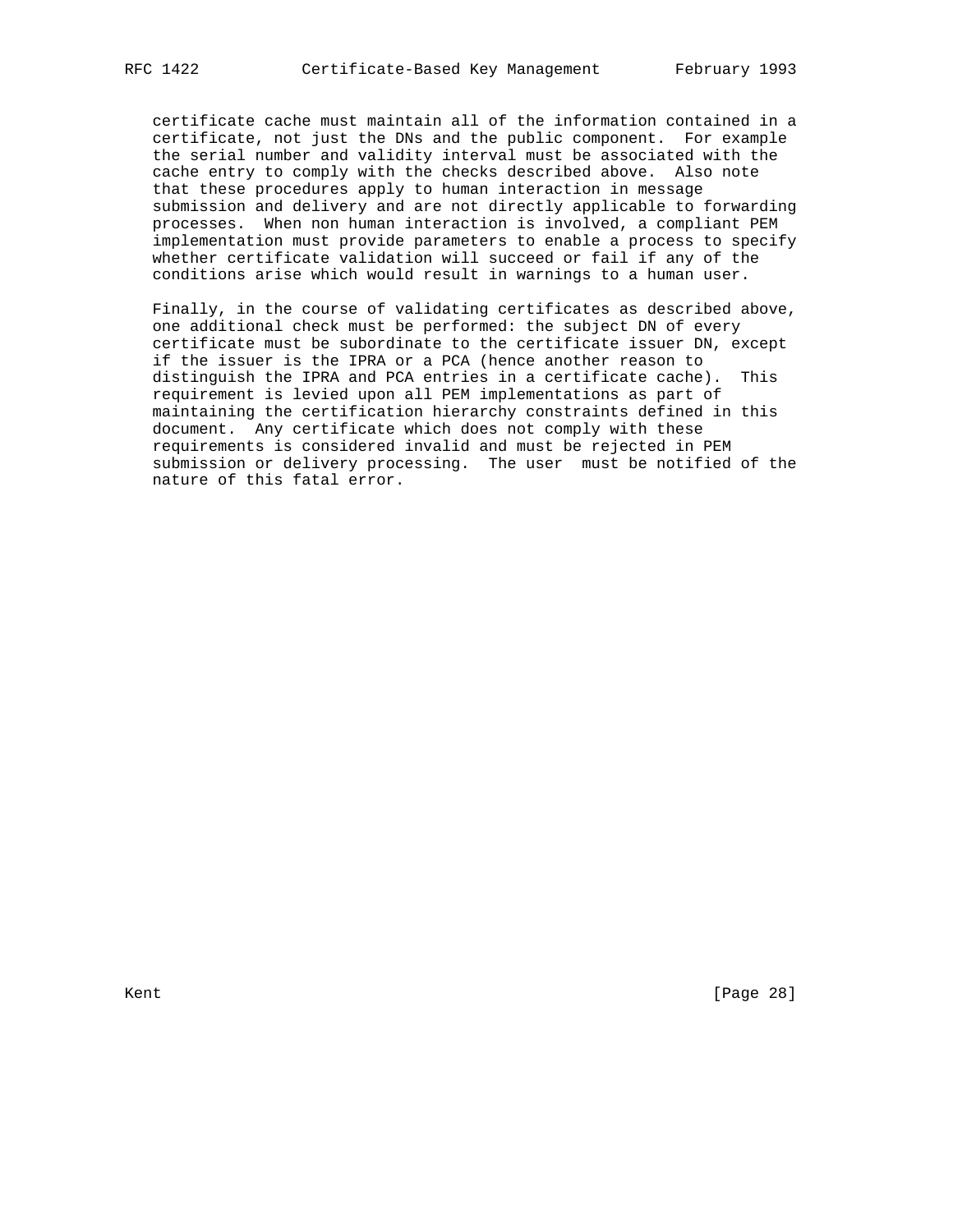certificate cache must maintain all of the information contained in a certificate, not just the DNs and the public component. For example the serial number and validity interval must be associated with the cache entry to comply with the checks described above. Also note that these procedures apply to human interaction in message submission and delivery and are not directly applicable to forwarding processes. When non human interaction is involved, a compliant PEM implementation must provide parameters to enable a process to specify whether certificate validation will succeed or fail if any of the conditions arise which would result in warnings to a human user.

Finally, in the course of validating certificates as described above, one additional check must be performed: the subject DN of every certificate must be subordinate to the certificate issuer DN, except if the issuer is the IPRA or a PCA (hence another reason to distinguish the IPRA and PCA entries in a certificate cache). This requirement is levied upon all PEM implementations as part of maintaining the certification hierarchy constraints defined in this document. Any certificate which does not comply with these requirements is considered invalid and must be rejected in PEM submission or delivery processing. The user must be notified of the nature of this fatal error.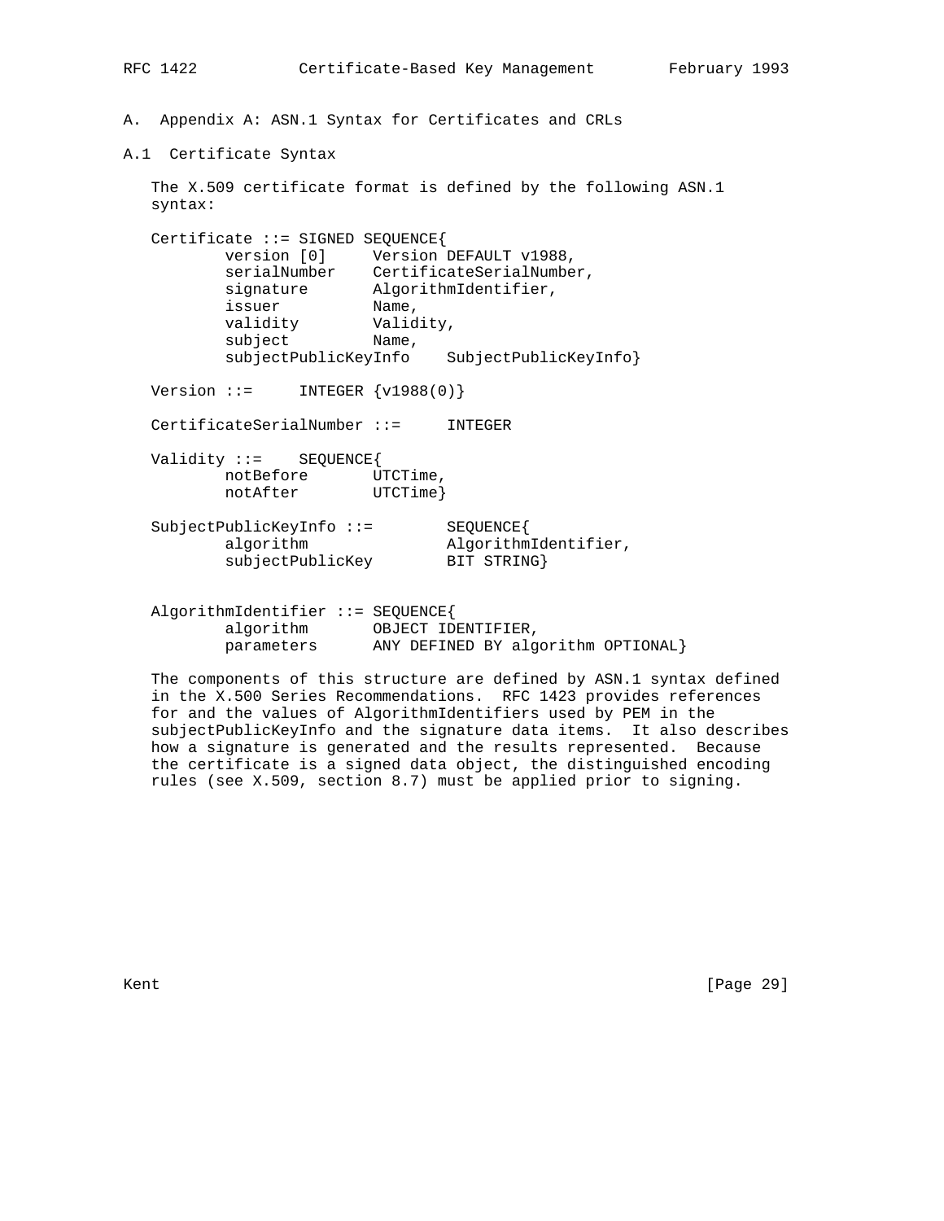# A. Appendix A: ASN.1 Syntax for Certificates and CRLs

## A.1 Certificate Syntax

The X.509 certificate format is defined by the following ASN.1 syntax:

```
Certificate ::= SIGNED SEQUENCE{
        version [0]     Version DEFAULT v1988,
        serialNumber    CertificateSerialNumber,
        signature       AlgorithmIdentifier,
        issuer          Name,
        validity        Validity,
        subject         Name,
        subjectPublicKeyInfo    SubjectPublicKeyInfo}

Version ::=     INTEGER {v1988(0)}

CertificateSerialNumber ::=     INTEGER

Validity ::=    SEQUENCE{
        notBefore       UTCTime,
        notAfter        UTCTime}

SubjectPublicKeyInfo ::=        SEQUENCE{
        algorithm               AlgorithmIdentifier,
        subjectPublicKey        BIT STRING}


AlgorithmIdentifier ::= SEQUENCE{
        algorithm       OBJECT IDENTIFIER,
        parameters      ANY DEFINED BY algorithm OPTIONAL}
```

The components of this structure are defined by ASN.1 syntax defined in the X.500 Series Recommendations. RFC 1423 provides references for and the values of AlgorithmIdentifiers used by PEM in the subjectPublicKeyInfo and the signature data items. It also describes how a signature is generated and the results represented. Because the certificate is a signed data object, the distinguished encoding rules (see X.509, section 8.7) must be applied prior to signing.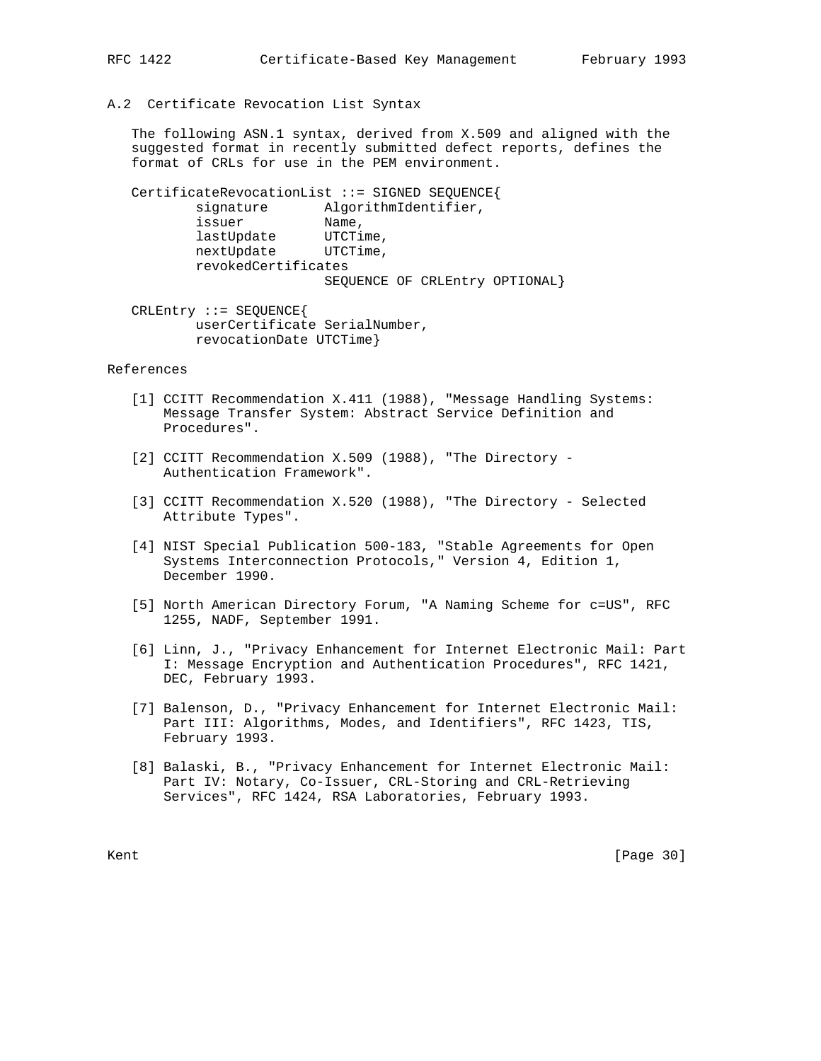## A.2 Certificate Revocation List Syntax

The following ASN.1 syntax, derived from X.509 and aligned with the suggested format in recently submitted defect reports, defines the format of CRLs for use in the PEM environment.

```
CertificateRevocationList ::= SIGNED SEQUENCE{
        signature       AlgorithmIdentifier,
        issuer          Name,
        lastUpdate      UTCTime,
        nextUpdate      UTCTime,
        revokedCertificates
                        SEQUENCE OF CRLEntry OPTIONAL}

CRLEntry ::= SEQUENCE{
        userCertificate SerialNumber,
        revocationDate UTCTime}
```

## References

[1] CCITT Recommendation X.411 (1988), "Message Handling Systems: Message Transfer System: Abstract Service Definition and Procedures".

[2] CCITT Recommendation X.509 (1988), "The Directory - Authentication Framework".

[3] CCITT Recommendation X.520 (1988), "The Directory - Selected Attribute Types".

[4] NIST Special Publication 500-183, "Stable Agreements for Open Systems Interconnection Protocols," Version 4, Edition 1, December 1990.

[5] North American Directory Forum, "A Naming Scheme for c=US", RFC 1255, NADF, September 1991.

[6] Linn, J., "Privacy Enhancement for Internet Electronic Mail: Part I: Message Encryption and Authentication Procedures", RFC 1421, DEC, February 1993.

[7] Balenson, D., "Privacy Enhancement for Internet Electronic Mail: Part III: Algorithms, Modes, and Identifiers", RFC 1423, TIS, February 1993.

[8] Balaski, B., "Privacy Enhancement for Internet Electronic Mail: Part IV: Notary, Co-Issuer, CRL-Storing and CRL-Retrieving Services", RFC 1424, RSA Laboratories, February 1993.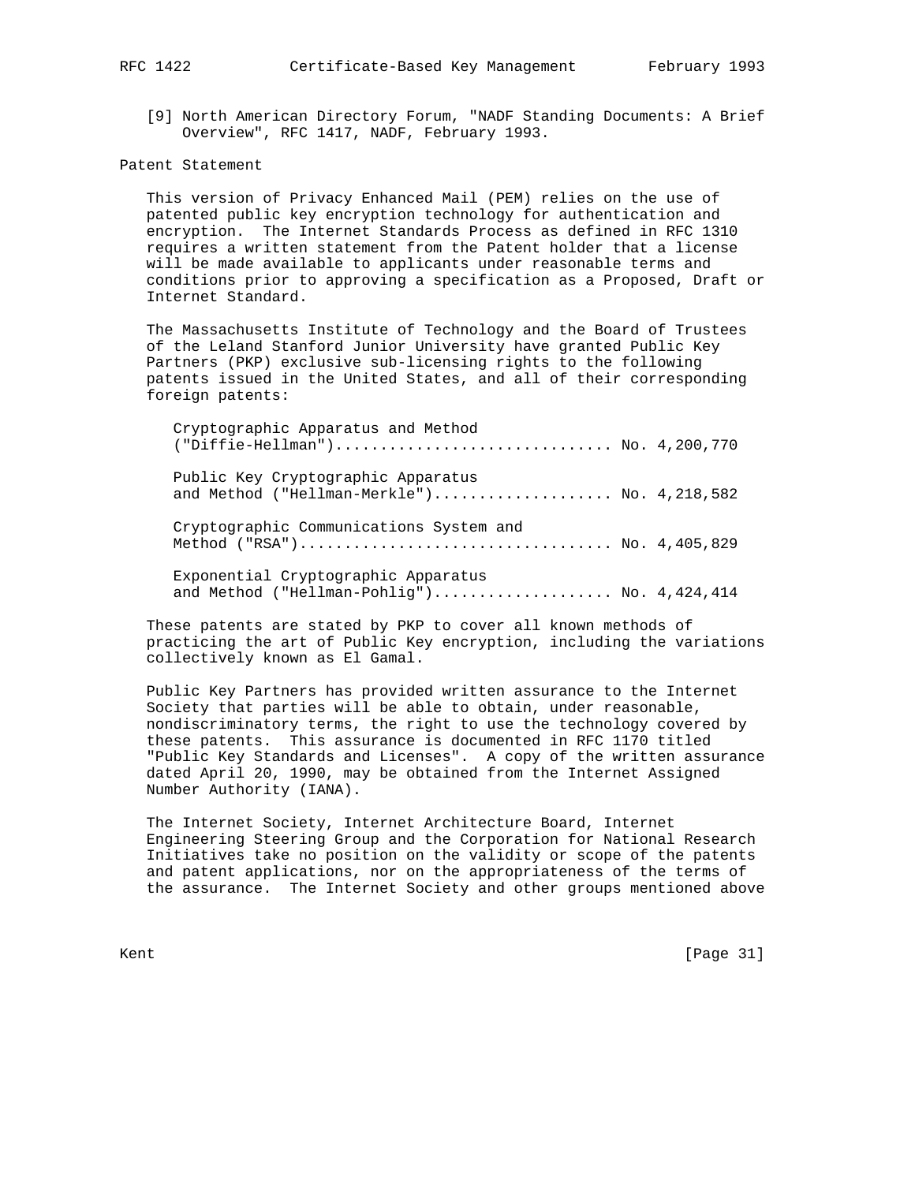[9] North American Directory Forum, "NADF Standing Documents: A Brief Overview", RFC 1417, NADF, February 1993.

## Patent Statement

This version of Privacy Enhanced Mail (PEM) relies on the use of patented public key encryption technology for authentication and encryption. The Internet Standards Process as defined in RFC 1310 requires a written statement from the Patent holder that a license will be made available to applicants under reasonable terms and conditions prior to approving a specification as a Proposed, Draft or Internet Standard.

The Massachusetts Institute of Technology and the Board of Trustees of the Leland Stanford Junior University have granted Public Key Partners (PKP) exclusive sub-licensing rights to the following patents issued in the United States, and all of their corresponding foreign patents:

```
Cryptographic Apparatus and Method
("Diffie-Hellman")............................... No. 4,200,770

Public Key Cryptographic Apparatus
and Method ("Hellman-Merkle").................... No. 4,218,582

Cryptographic Communications System and
Method ("RSA")................................... No. 4,405,829

Exponential Cryptographic Apparatus
and Method ("Hellman-Pohlig").................... No. 4,424,414
```

These patents are stated by PKP to cover all known methods of practicing the art of Public Key encryption, including the variations collectively known as El Gamal.

Public Key Partners has provided written assurance to the Internet Society that parties will be able to obtain, under reasonable, nondiscriminatory terms, the right to use the technology covered by these patents. This assurance is documented in RFC 1170 titled "Public Key Standards and Licenses". A copy of the written assurance dated April 20, 1990, may be obtained from the Internet Assigned Number Authority (IANA).

The Internet Society, Internet Architecture Board, Internet Engineering Steering Group and the Corporation for National Research Initiatives take no position on the validity or scope of the patents and patent applications, nor on the appropriateness of the terms of the assurance. The Internet Society and other groups mentioned above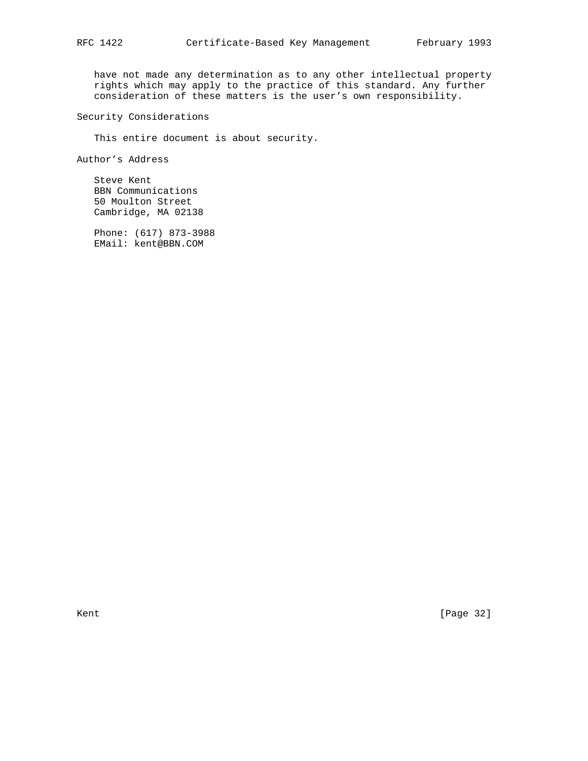have not made any determination as to any other intellectual property rights which may apply to the practice of this standard. Any further consideration of these matters is the user's own responsibility.

## Security Considerations

This entire document is about security.

## Author's Address

Steve Kent
BBN Communications
50 Moulton Street
Cambridge, MA 02138

Phone: (617) 873-3988
EMail: kent@BBN.COM